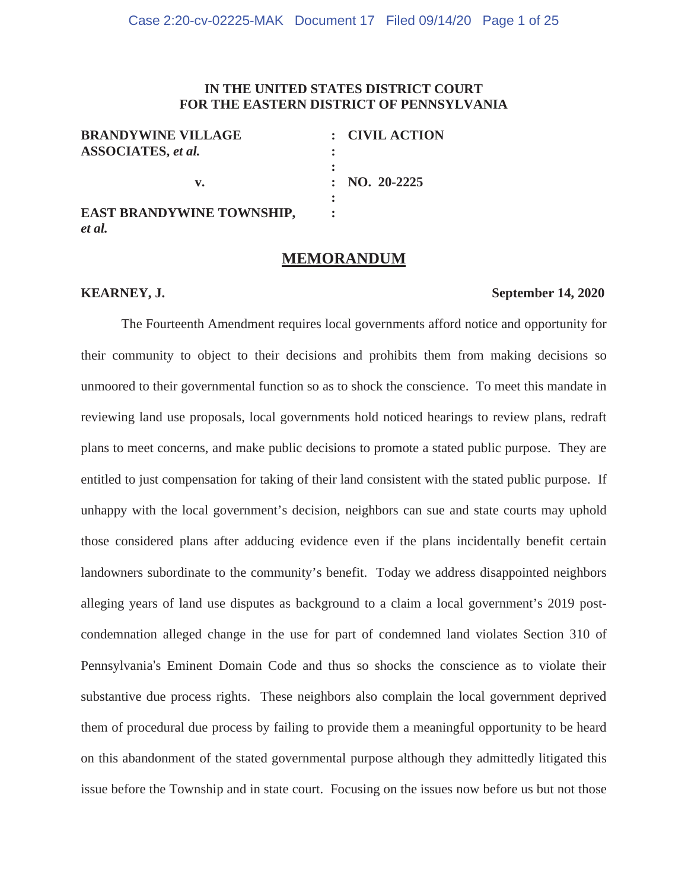**IN THE UNITED STATES DISTRICT COURT**
**FOR THE EASTERN DISTRICT OF PENNSYLVANIA**

| | | |
|---|---|---|
| **BRANDYWINE VILLAGE ASSOCIATES, *et al.*** | : | **CIVIL ACTION** |
| **v.** | : | **NO. 20-2225** |
| **EAST BRANDYWINE TOWNSHIP, *et al.*** | : | |

# MEMORANDUM

**KEARNEY, J.** **September 14, 2020**

The Fourteenth Amendment requires local governments afford notice and opportunity for their community to object to their decisions and prohibits them from making decisions so unmoored to their governmental function so as to shock the conscience. To meet this mandate in reviewing land use proposals, local governments hold noticed hearings to review plans, redraft plans to meet concerns, and make public decisions to promote a stated public purpose. They are entitled to just compensation for taking of their land consistent with the stated public purpose. If unhappy with the local government's decision, neighbors can sue and state courts may uphold those considered plans after adducing evidence even if the plans incidentally benefit certain landowners subordinate to the community's benefit. Today we address disappointed neighbors alleging years of land use disputes as background to a claim a local government's 2019 post-condemnation alleged change in the use for part of condemned land violates Section 310 of Pennsylvania's Eminent Domain Code and thus so shocks the conscience as to violate their substantive due process rights. These neighbors also complain the local government deprived them of procedural due process by failing to provide them a meaningful opportunity to be heard on this abandonment of the stated governmental purpose although they admittedly litigated this issue before the Township and in state court. Focusing on the issues now before us but not those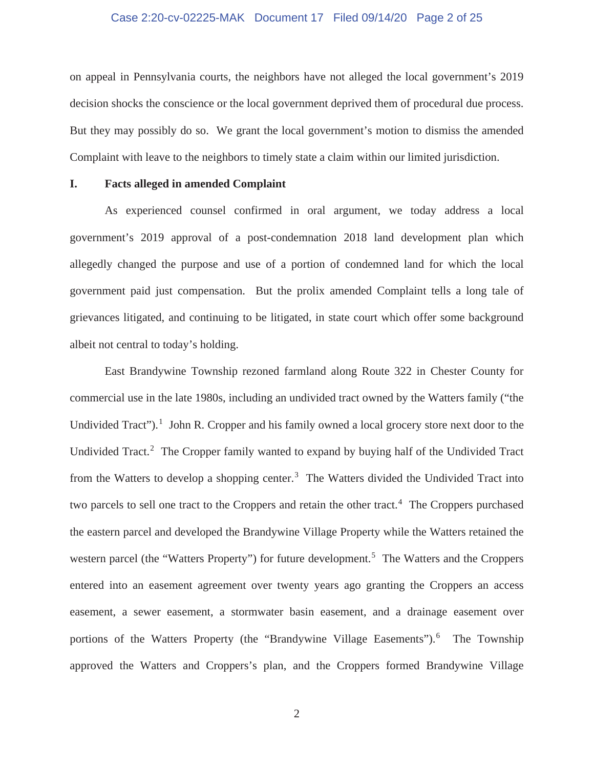on appeal in Pennsylvania courts, the neighbors have not alleged the local government's 2019 decision shocks the conscience or the local government deprived them of procedural due process. But they may possibly do so. We grant the local government's motion to dismiss the amended Complaint with leave to the neighbors to timely state a claim within our limited jurisdiction.

## I. Facts alleged in amended Complaint

As experienced counsel confirmed in oral argument, we today address a local government's 2019 approval of a post-condemnation 2018 land development plan which allegedly changed the purpose and use of a portion of condemned land for which the local government paid just compensation. But the prolix amended Complaint tells a long tale of grievances litigated, and continuing to be litigated, in state court which offer some background albeit not central to today's holding.

East Brandywine Township rezoned farmland along Route 322 in Chester County for commercial use in the late 1980s, including an undivided tract owned by the Watters family ("the Undivided Tract").[1] John R. Cropper and his family owned a local grocery store next door to the Undivided Tract.[2] The Cropper family wanted to expand by buying half of the Undivided Tract from the Watters to develop a shopping center.[3] The Watters divided the Undivided Tract into two parcels to sell one tract to the Croppers and retain the other tract.[4] The Croppers purchased the eastern parcel and developed the Brandywine Village Property while the Watters retained the western parcel (the "Watters Property") for future development.[5] The Watters and the Croppers entered into an easement agreement over twenty years ago granting the Croppers an access easement, a sewer easement, a stormwater basin easement, and a drainage easement over portions of the Watters Property (the "Brandywine Village Easements").[6] The Township approved the Watters and Croppers's plan, and the Croppers formed Brandywine Village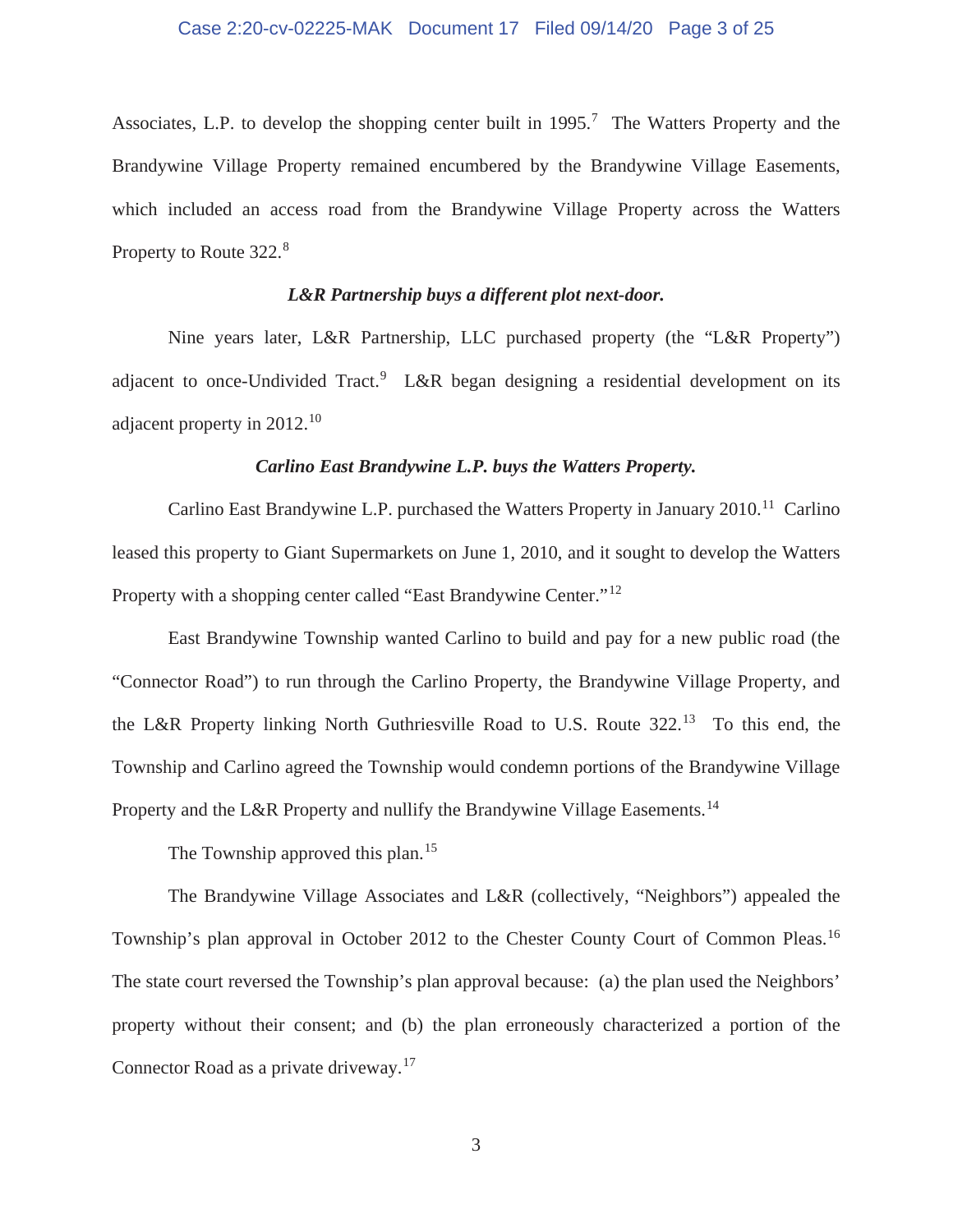Associates, L.P. to develop the shopping center built in 1995.[7] The Watters Property and the Brandywine Village Property remained encumbered by the Brandywine Village Easements, which included an access road from the Brandywine Village Property across the Watters Property to Route 322.[8]

### *L&R Partnership buys a different plot next-door.*

Nine years later, L&R Partnership, LLC purchased property (the "L&R Property") adjacent to once-Undivided Tract.[9] L&R began designing a residential development on its adjacent property in 2012.[10]

### *Carlino East Brandywine L.P. buys the Watters Property.*

Carlino East Brandywine L.P. purchased the Watters Property in January 2010.[11] Carlino leased this property to Giant Supermarkets on June 1, 2010, and it sought to develop the Watters Property with a shopping center called "East Brandywine Center."[12]

East Brandywine Township wanted Carlino to build and pay for a new public road (the "Connector Road") to run through the Carlino Property, the Brandywine Village Property, and the L&R Property linking North Guthriesville Road to U.S. Route 322.[13] To this end, the Township and Carlino agreed the Township would condemn portions of the Brandywine Village Property and the L&R Property and nullify the Brandywine Village Easements.[14]

The Township approved this plan.[15]

The Brandywine Village Associates and L&R (collectively, "Neighbors") appealed the Township's plan approval in October 2012 to the Chester County Court of Common Pleas.[16] The state court reversed the Township's plan approval because: (a) the plan used the Neighbors' property without their consent; and (b) the plan erroneously characterized a portion of the Connector Road as a private driveway.[17]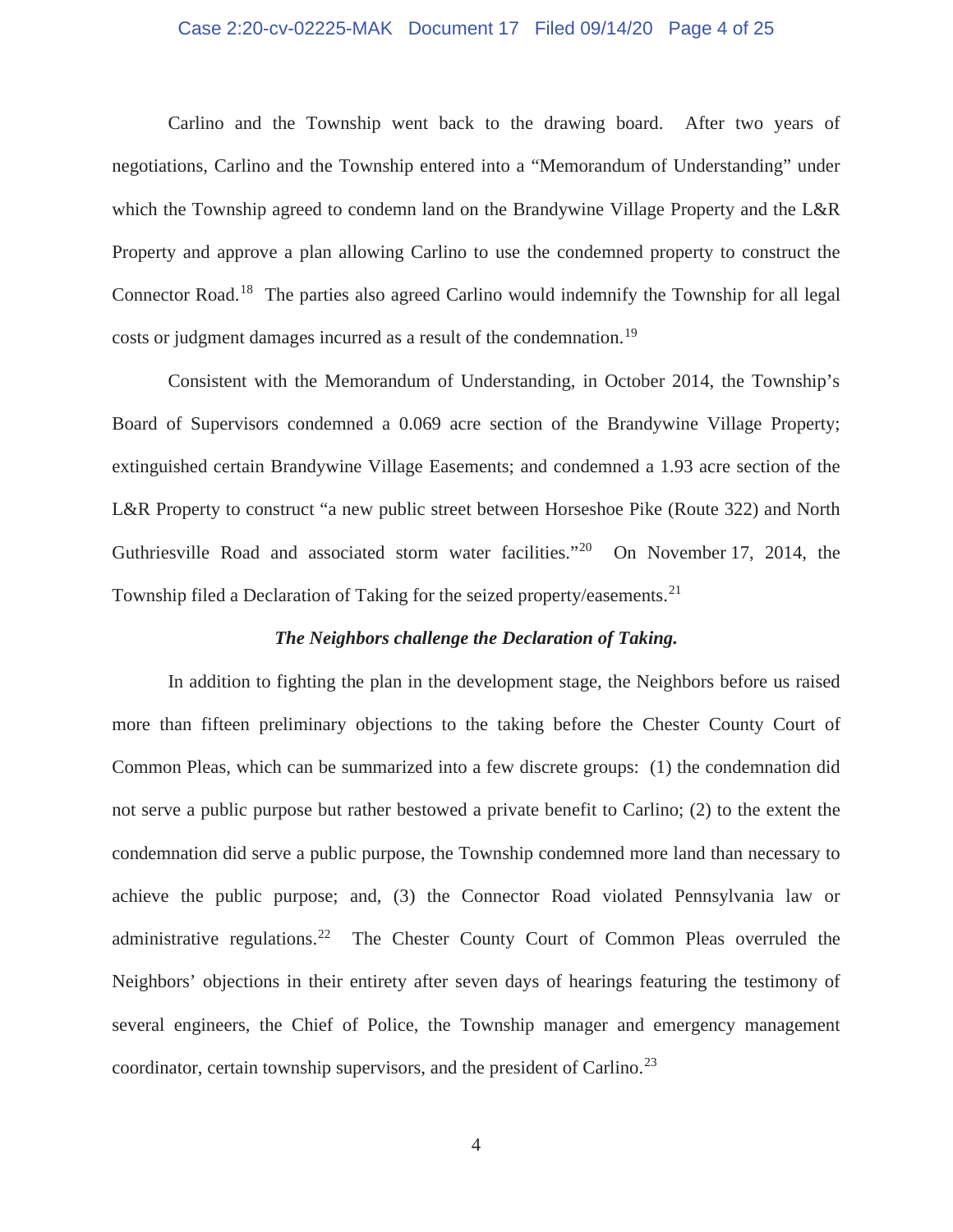Carlino and the Township went back to the drawing board. After two years of negotiations, Carlino and the Township entered into a "Memorandum of Understanding" under which the Township agreed to condemn land on the Brandywine Village Property and the L&R Property and approve a plan allowing Carlino to use the condemned property to construct the Connector Road.[18] The parties also agreed Carlino would indemnify the Township for all legal costs or judgment damages incurred as a result of the condemnation.[19]

Consistent with the Memorandum of Understanding, in October 2014, the Township's Board of Supervisors condemned a 0.069 acre section of the Brandywine Village Property; extinguished certain Brandywine Village Easements; and condemned a 1.93 acre section of the L&R Property to construct "a new public street between Horseshoe Pike (Route 322) and North Guthriesville Road and associated storm water facilities."[20] On November 17, 2014, the Township filed a Declaration of Taking for the seized property/easements.[21]

***The Neighbors challenge the Declaration of Taking.***

In addition to fighting the plan in the development stage, the Neighbors before us raised more than fifteen preliminary objections to the taking before the Chester County Court of Common Pleas, which can be summarized into a few discrete groups: (1) the condemnation did not serve a public purpose but rather bestowed a private benefit to Carlino; (2) to the extent the condemnation did serve a public purpose, the Township condemned more land than necessary to achieve the public purpose; and, (3) the Connector Road violated Pennsylvania law or administrative regulations.[22] The Chester County Court of Common Pleas overruled the Neighbors' objections in their entirety after seven days of hearings featuring the testimony of several engineers, the Chief of Police, the Township manager and emergency management coordinator, certain township supervisors, and the president of Carlino.[23]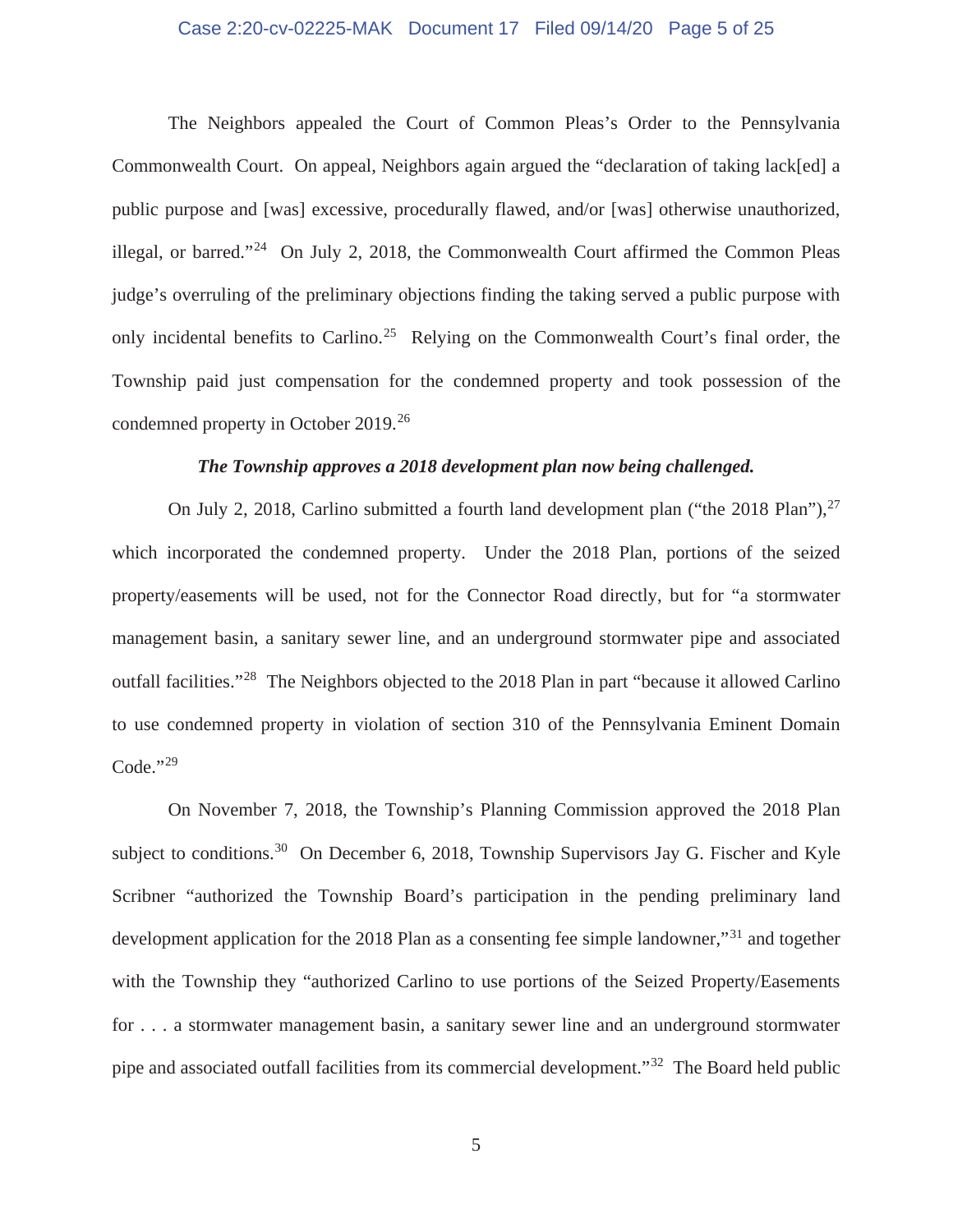The Neighbors appealed the Court of Common Pleas's Order to the Pennsylvania Commonwealth Court. On appeal, Neighbors again argued the "declaration of taking lack[ed] a public purpose and [was] excessive, procedurally flawed, and/or [was] otherwise unauthorized, illegal, or barred."[24] On July 2, 2018, the Commonwealth Court affirmed the Common Pleas judge's overruling of the preliminary objections finding the taking served a public purpose with only incidental benefits to Carlino.[25] Relying on the Commonwealth Court's final order, the Township paid just compensation for the condemned property and took possession of the condemned property in October 2019.[26]

***The Township approves a 2018 development plan now being challenged.***

On July 2, 2018, Carlino submitted a fourth land development plan ("the 2018 Plan"),[27] which incorporated the condemned property. Under the 2018 Plan, portions of the seized property/easements will be used, not for the Connector Road directly, but for "a stormwater management basin, a sanitary sewer line, and an underground stormwater pipe and associated outfall facilities."[28] The Neighbors objected to the 2018 Plan in part "because it allowed Carlino to use condemned property in violation of section 310 of the Pennsylvania Eminent Domain Code."[29]

On November 7, 2018, the Township's Planning Commission approved the 2018 Plan subject to conditions.[30] On December 6, 2018, Township Supervisors Jay G. Fischer and Kyle Scribner "authorized the Township Board's participation in the pending preliminary land development application for the 2018 Plan as a consenting fee simple landowner,"[31] and together with the Township they "authorized Carlino to use portions of the Seized Property/Easements for . . . a stormwater management basin, a sanitary sewer line and an underground stormwater pipe and associated outfall facilities from its commercial development."[32] The Board held public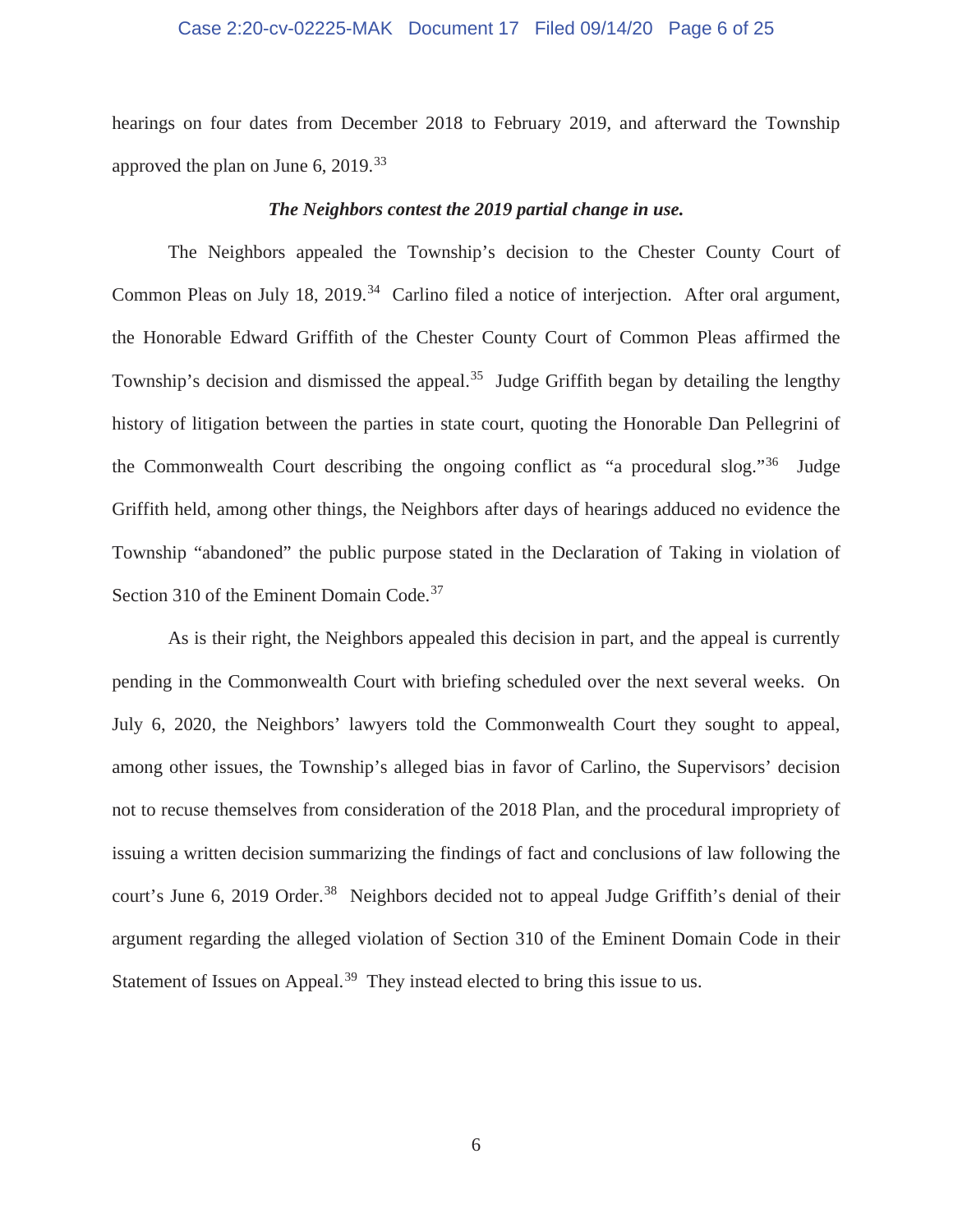hearings on four dates from December 2018 to February 2019, and afterward the Township approved the plan on June 6, 2019.[33]

***The Neighbors contest the 2019 partial change in use.***

The Neighbors appealed the Township's decision to the Chester County Court of Common Pleas on July 18, 2019.[34] Carlino filed a notice of interjection. After oral argument, the Honorable Edward Griffith of the Chester County Court of Common Pleas affirmed the Township's decision and dismissed the appeal.[35] Judge Griffith began by detailing the lengthy history of litigation between the parties in state court, quoting the Honorable Dan Pellegrini of the Commonwealth Court describing the ongoing conflict as "a procedural slog."[36] Judge Griffith held, among other things, the Neighbors after days of hearings adduced no evidence the Township "abandoned" the public purpose stated in the Declaration of Taking in violation of Section 310 of the Eminent Domain Code.[37]

As is their right, the Neighbors appealed this decision in part, and the appeal is currently pending in the Commonwealth Court with briefing scheduled over the next several weeks. On July 6, 2020, the Neighbors' lawyers told the Commonwealth Court they sought to appeal, among other issues, the Township's alleged bias in favor of Carlino, the Supervisors' decision not to recuse themselves from consideration of the 2018 Plan, and the procedural impropriety of issuing a written decision summarizing the findings of fact and conclusions of law following the court's June 6, 2019 Order.[38] Neighbors decided not to appeal Judge Griffith's denial of their argument regarding the alleged violation of Section 310 of the Eminent Domain Code in their Statement of Issues on Appeal.[39] They instead elected to bring this issue to us.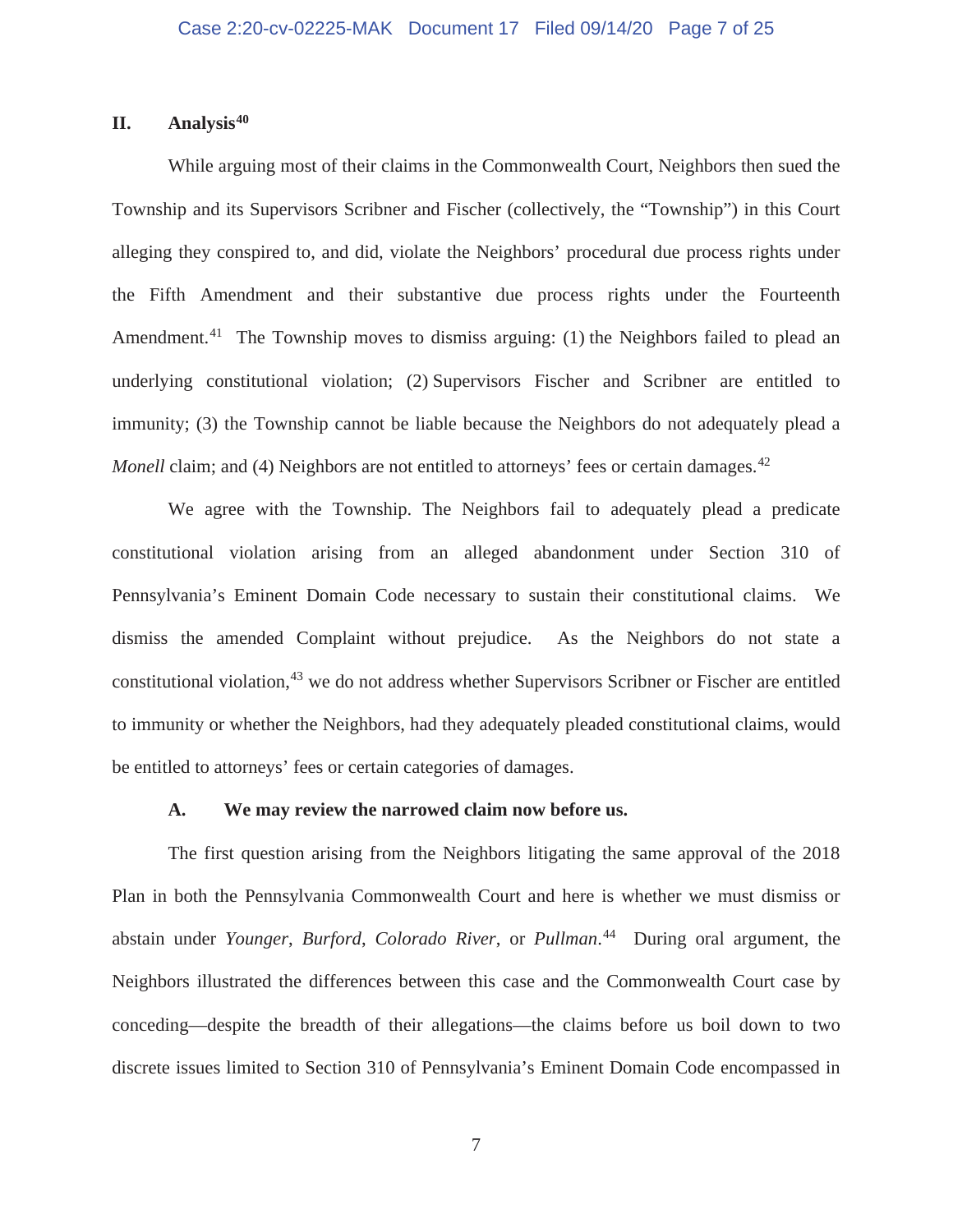## II. Analysis[40]

While arguing most of their claims in the Commonwealth Court, Neighbors then sued the Township and its Supervisors Scribner and Fischer (collectively, the "Township") in this Court alleging they conspired to, and did, violate the Neighbors' procedural due process rights under the Fifth Amendment and their substantive due process rights under the Fourteenth Amendment.[41] The Township moves to dismiss arguing: (1) the Neighbors failed to plead an underlying constitutional violation; (2) Supervisors Fischer and Scribner are entitled to immunity; (3) the Township cannot be liable because the Neighbors do not adequately plead a *Monell* claim; and (4) Neighbors are not entitled to attorneys' fees or certain damages.[42]

We agree with the Township. The Neighbors fail to adequately plead a predicate constitutional violation arising from an alleged abandonment under Section 310 of Pennsylvania's Eminent Domain Code necessary to sustain their constitutional claims. We dismiss the amended Complaint without prejudice. As the Neighbors do not state a constitutional violation,[43] we do not address whether Supervisors Scribner or Fischer are entitled to immunity or whether the Neighbors, had they adequately pleaded constitutional claims, would be entitled to attorneys' fees or certain categories of damages.

### A. We may review the narrowed claim now before us.

The first question arising from the Neighbors litigating the same approval of the 2018 Plan in both the Pennsylvania Commonwealth Court and here is whether we must dismiss or abstain under *Younger*, *Burford*, *Colorado River*, or *Pullman*.[44] During oral argument, the Neighbors illustrated the differences between this case and the Commonwealth Court case by conceding—despite the breadth of their allegations—the claims before us boil down to two discrete issues limited to Section 310 of Pennsylvania's Eminent Domain Code encompassed in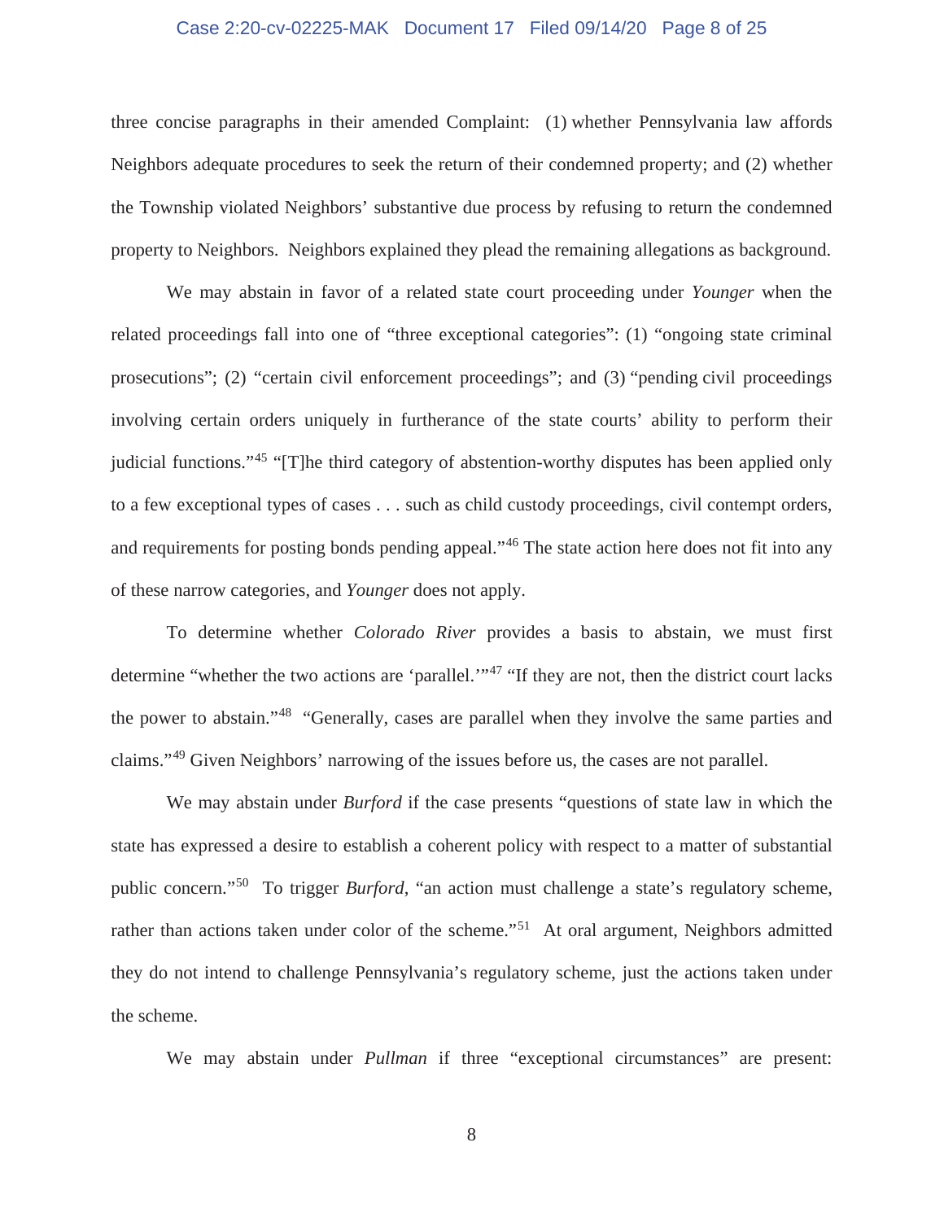three concise paragraphs in their amended Complaint: (1) whether Pennsylvania law affords Neighbors adequate procedures to seek the return of their condemned property; and (2) whether the Township violated Neighbors' substantive due process by refusing to return the condemned property to Neighbors. Neighbors explained they plead the remaining allegations as background.

We may abstain in favor of a related state court proceeding under *Younger* when the related proceedings fall into one of "three exceptional categories": (1) "ongoing state criminal prosecutions"; (2) "certain civil enforcement proceedings"; and (3) "pending civil proceedings involving certain orders uniquely in furtherance of the state courts' ability to perform their judicial functions."[45] "[T]he third category of abstention-worthy disputes has been applied only to a few exceptional types of cases . . . such as child custody proceedings, civil contempt orders, and requirements for posting bonds pending appeal."[46] The state action here does not fit into any of these narrow categories, and *Younger* does not apply.

To determine whether *Colorado River* provides a basis to abstain, we must first determine "whether the two actions are 'parallel.'"[47] "If they are not, then the district court lacks the power to abstain."[48] "Generally, cases are parallel when they involve the same parties and claims."[49] Given Neighbors' narrowing of the issues before us, the cases are not parallel.

We may abstain under *Burford* if the case presents "questions of state law in which the state has expressed a desire to establish a coherent policy with respect to a matter of substantial public concern."[50] To trigger *Burford*, "an action must challenge a state's regulatory scheme, rather than actions taken under color of the scheme."[51] At oral argument, Neighbors admitted they do not intend to challenge Pennsylvania's regulatory scheme, just the actions taken under the scheme.

We may abstain under *Pullman* if three "exceptional circumstances" are present: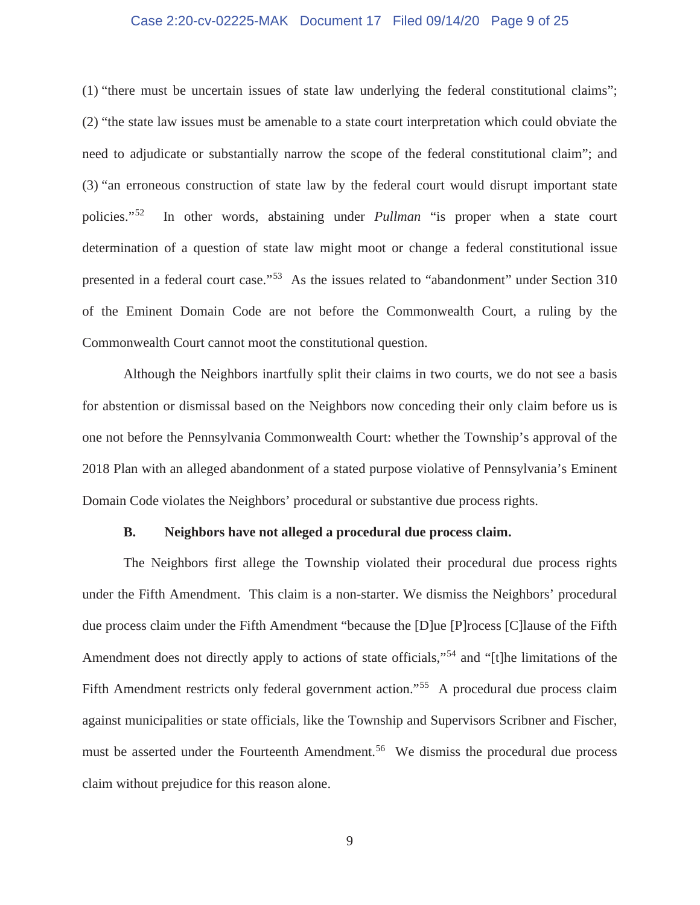(1) "there must be uncertain issues of state law underlying the federal constitutional claims"; (2) "the state law issues must be amenable to a state court interpretation which could obviate the need to adjudicate or substantially narrow the scope of the federal constitutional claim"; and (3) "an erroneous construction of state law by the federal court would disrupt important state policies."[52] In other words, abstaining under *Pullman* "is proper when a state court determination of a question of state law might moot or change a federal constitutional issue presented in a federal court case."[53] As the issues related to "abandonment" under Section 310 of the Eminent Domain Code are not before the Commonwealth Court, a ruling by the Commonwealth Court cannot moot the constitutional question.

Although the Neighbors inartfully split their claims in two courts, we do not see a basis for abstention or dismissal based on the Neighbors now conceding their only claim before us is one not before the Pennsylvania Commonwealth Court: whether the Township's approval of the 2018 Plan with an alleged abandonment of a stated purpose violative of Pennsylvania's Eminent Domain Code violates the Neighbors' procedural or substantive due process rights.

**B. Neighbors have not alleged a procedural due process claim.**

The Neighbors first allege the Township violated their procedural due process rights under the Fifth Amendment. This claim is a non-starter. We dismiss the Neighbors' procedural due process claim under the Fifth Amendment "because the [D]ue [P]rocess [C]lause of the Fifth Amendment does not directly apply to actions of state officials,"[54] and "[t]he limitations of the Fifth Amendment restricts only federal government action."[55] A procedural due process claim against municipalities or state officials, like the Township and Supervisors Scribner and Fischer, must be asserted under the Fourteenth Amendment.[56] We dismiss the procedural due process claim without prejudice for this reason alone.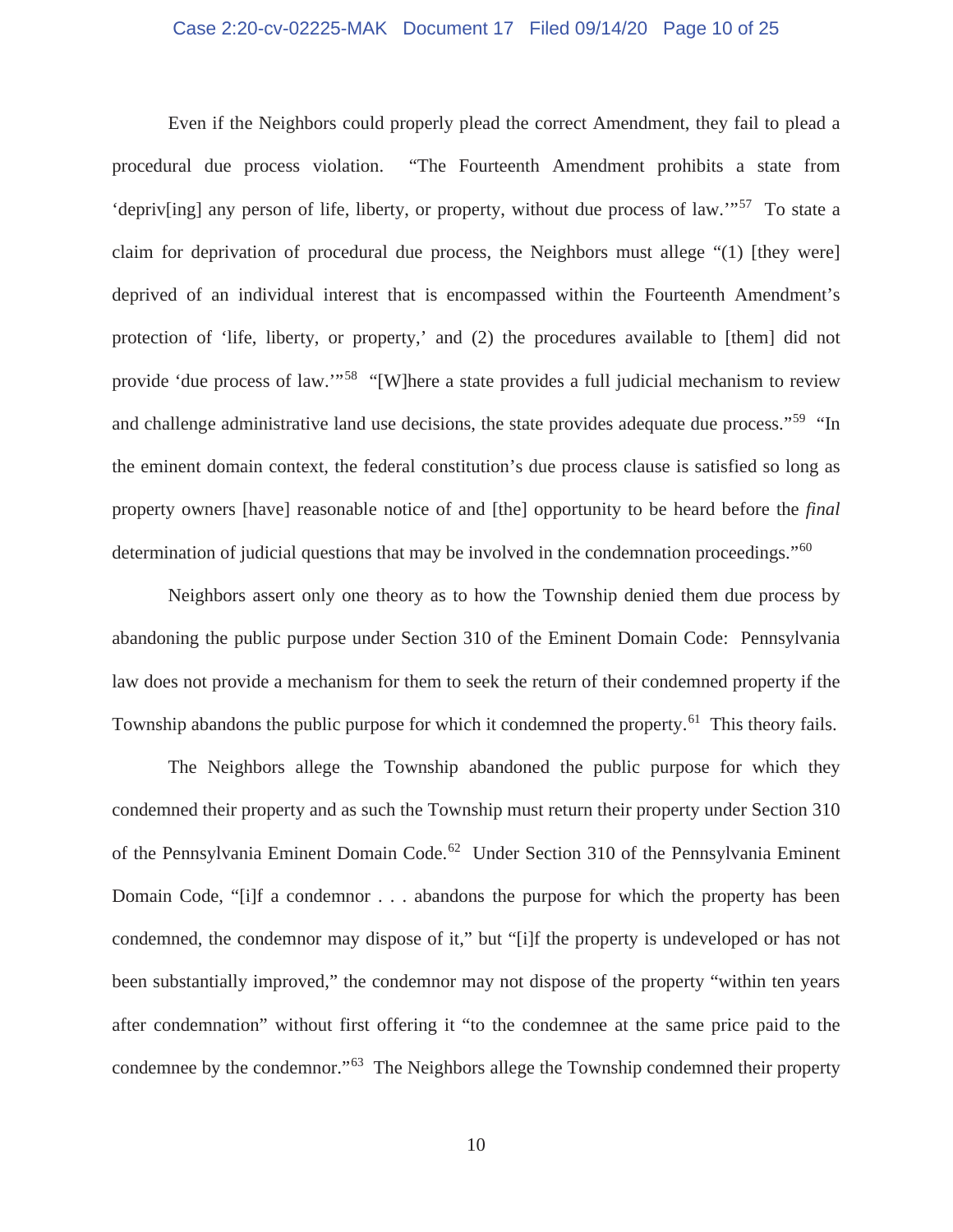Even if the Neighbors could properly plead the correct Amendment, they fail to plead a procedural due process violation. "The Fourteenth Amendment prohibits a state from 'depriv[ing] any person of life, liberty, or property, without due process of law.'"[57] To state a claim for deprivation of procedural due process, the Neighbors must allege "(1) [they were] deprived of an individual interest that is encompassed within the Fourteenth Amendment's protection of 'life, liberty, or property,' and (2) the procedures available to [them] did not provide 'due process of law.'"[58] "[W]here a state provides a full judicial mechanism to review and challenge administrative land use decisions, the state provides adequate due process."[59] "In the eminent domain context, the federal constitution's due process clause is satisfied so long as property owners [have] reasonable notice of and [the] opportunity to be heard before the *final* determination of judicial questions that may be involved in the condemnation proceedings."[60]

Neighbors assert only one theory as to how the Township denied them due process by abandoning the public purpose under Section 310 of the Eminent Domain Code: Pennsylvania law does not provide a mechanism for them to seek the return of their condemned property if the Township abandons the public purpose for which it condemned the property.[61] This theory fails.

The Neighbors allege the Township abandoned the public purpose for which they condemned their property and as such the Township must return their property under Section 310 of the Pennsylvania Eminent Domain Code.[62] Under Section 310 of the Pennsylvania Eminent Domain Code, "[i]f a condemnor . . . abandons the purpose for which the property has been condemned, the condemnor may dispose of it," but "[i]f the property is undeveloped or has not been substantially improved," the condemnor may not dispose of the property "within ten years after condemnation" without first offering it "to the condemnee at the same price paid to the condemnee by the condemnor."[63] The Neighbors allege the Township condemned their property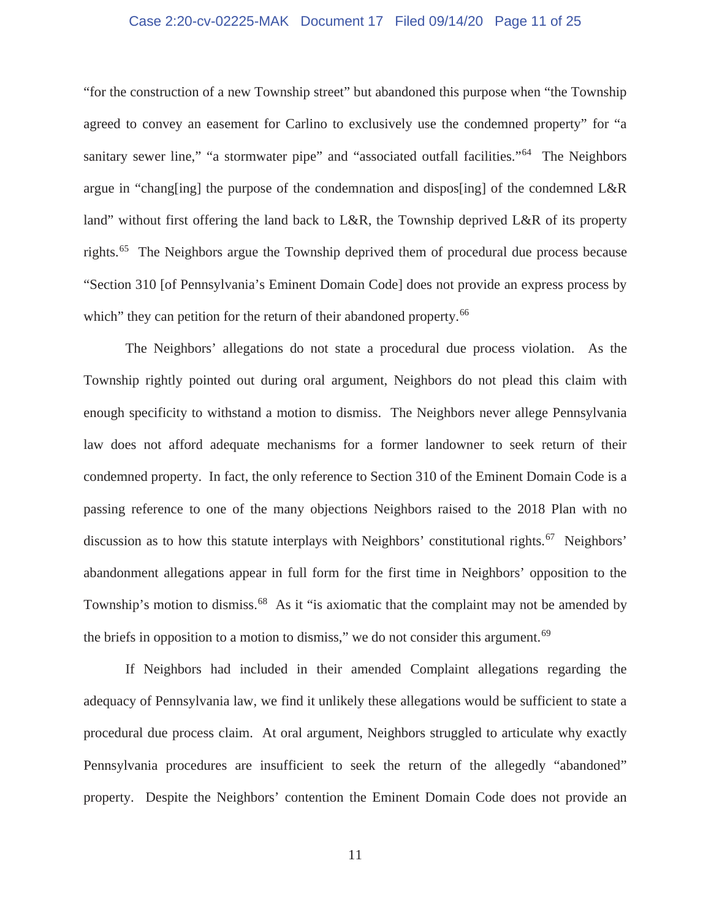"for the construction of a new Township street" but abandoned this purpose when "the Township agreed to convey an easement for Carlino to exclusively use the condemned property" for "a sanitary sewer line," "a stormwater pipe" and "associated outfall facilities."[64] The Neighbors argue in "chang[ing] the purpose of the condemnation and dispos[ing] of the condemned L&R land" without first offering the land back to L&R, the Township deprived L&R of its property rights.[65] The Neighbors argue the Township deprived them of procedural due process because "Section 310 [of Pennsylvania's Eminent Domain Code] does not provide an express process by which" they can petition for the return of their abandoned property.[66]

The Neighbors' allegations do not state a procedural due process violation. As the Township rightly pointed out during oral argument, Neighbors do not plead this claim with enough specificity to withstand a motion to dismiss. The Neighbors never allege Pennsylvania law does not afford adequate mechanisms for a former landowner to seek return of their condemned property. In fact, the only reference to Section 310 of the Eminent Domain Code is a passing reference to one of the many objections Neighbors raised to the 2018 Plan with no discussion as to how this statute interplays with Neighbors' constitutional rights.[67] Neighbors' abandonment allegations appear in full form for the first time in Neighbors' opposition to the Township's motion to dismiss.[68] As it "is axiomatic that the complaint may not be amended by the briefs in opposition to a motion to dismiss," we do not consider this argument.[69]

If Neighbors had included in their amended Complaint allegations regarding the adequacy of Pennsylvania law, we find it unlikely these allegations would be sufficient to state a procedural due process claim. At oral argument, Neighbors struggled to articulate why exactly Pennsylvania procedures are insufficient to seek the return of the allegedly "abandoned" property. Despite the Neighbors' contention the Eminent Domain Code does not provide an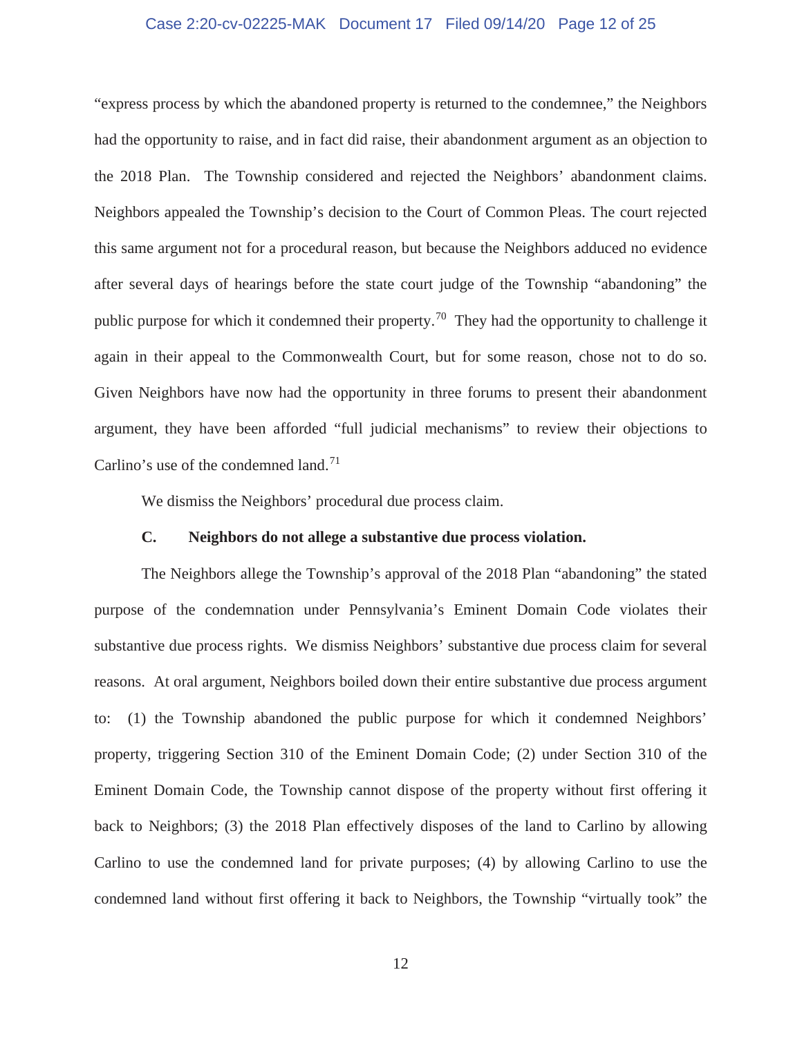"express process by which the abandoned property is returned to the condemnee," the Neighbors had the opportunity to raise, and in fact did raise, their abandonment argument as an objection to the 2018 Plan. The Township considered and rejected the Neighbors' abandonment claims. Neighbors appealed the Township's decision to the Court of Common Pleas. The court rejected this same argument not for a procedural reason, but because the Neighbors adduced no evidence after several days of hearings before the state court judge of the Township "abandoning" the public purpose for which it condemned their property.[70] They had the opportunity to challenge it again in their appeal to the Commonwealth Court, but for some reason, chose not to do so. Given Neighbors have now had the opportunity in three forums to present their abandonment argument, they have been afforded "full judicial mechanisms" to review their objections to Carlino's use of the condemned land.[71]

We dismiss the Neighbors' procedural due process claim.

### C. Neighbors do not allege a substantive due process violation.

The Neighbors allege the Township's approval of the 2018 Plan "abandoning" the stated purpose of the condemnation under Pennsylvania's Eminent Domain Code violates their substantive due process rights. We dismiss Neighbors' substantive due process claim for several reasons. At oral argument, Neighbors boiled down their entire substantive due process argument to: (1) the Township abandoned the public purpose for which it condemned Neighbors' property, triggering Section 310 of the Eminent Domain Code; (2) under Section 310 of the Eminent Domain Code, the Township cannot dispose of the property without first offering it back to Neighbors; (3) the 2018 Plan effectively disposes of the land to Carlino by allowing Carlino to use the condemned land for private purposes; (4) by allowing Carlino to use the condemned land without first offering it back to Neighbors, the Township "virtually took" the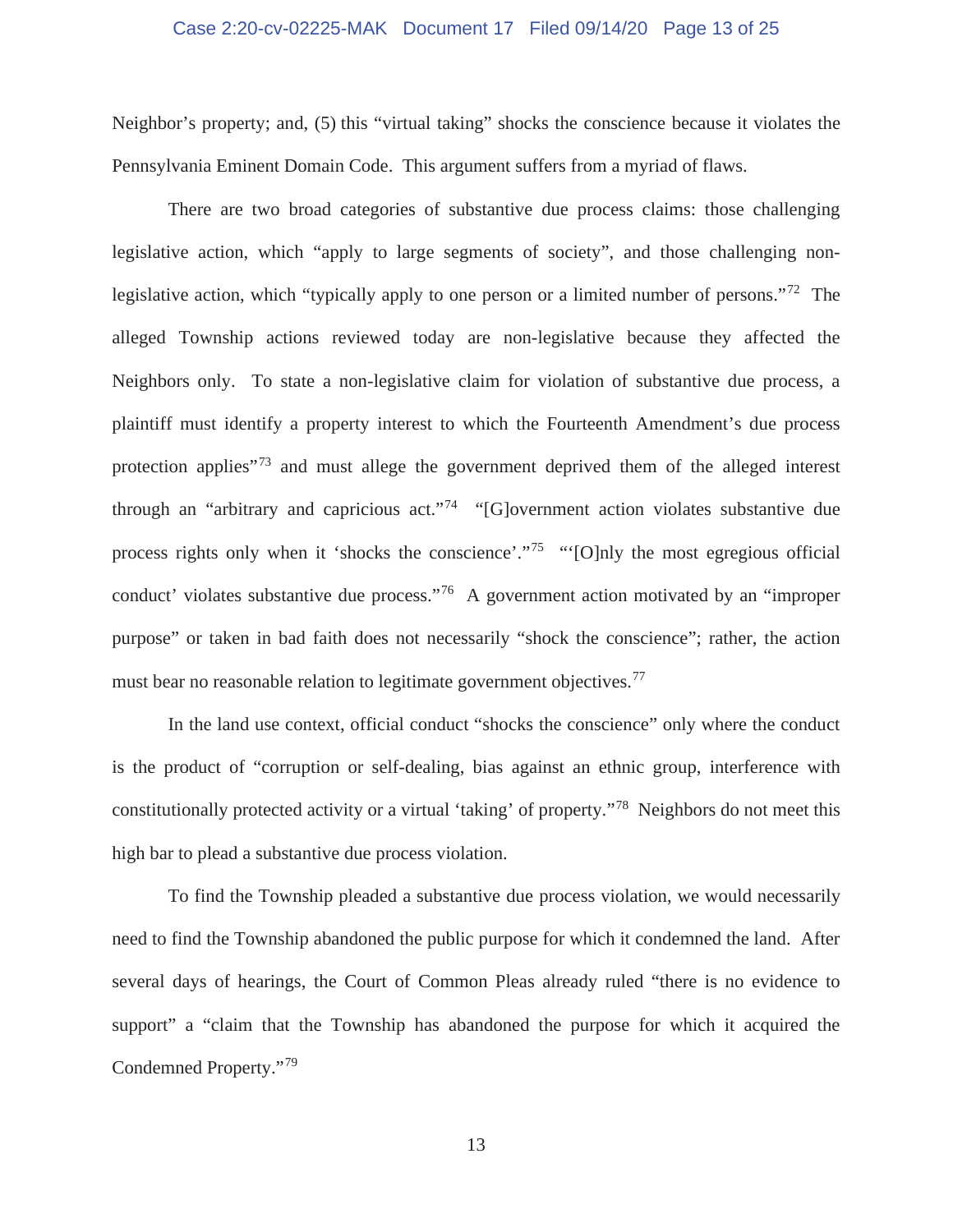Neighbor's property; and, (5) this "virtual taking" shocks the conscience because it violates the Pennsylvania Eminent Domain Code. This argument suffers from a myriad of flaws.

There are two broad categories of substantive due process claims: those challenging legislative action, which "apply to large segments of society", and those challenging non-legislative action, which "typically apply to one person or a limited number of persons."[72] The alleged Township actions reviewed today are non-legislative because they affected the Neighbors only. To state a non-legislative claim for violation of substantive due process, a plaintiff must identify a property interest to which the Fourteenth Amendment's due process protection applies"[73] and must allege the government deprived them of the alleged interest through an "arbitrary and capricious act."[74] "[G]overnment action violates substantive due process rights only when it 'shocks the conscience'."[75] "'[O]nly the most egregious official conduct' violates substantive due process."[76] A government action motivated by an "improper purpose" or taken in bad faith does not necessarily "shock the conscience"; rather, the action must bear no reasonable relation to legitimate government objectives.[77]

In the land use context, official conduct "shocks the conscience" only where the conduct is the product of "corruption or self-dealing, bias against an ethnic group, interference with constitutionally protected activity or a virtual 'taking' of property."[78] Neighbors do not meet this high bar to plead a substantive due process violation.

To find the Township pleaded a substantive due process violation, we would necessarily need to find the Township abandoned the public purpose for which it condemned the land. After several days of hearings, the Court of Common Pleas already ruled "there is no evidence to support" a "claim that the Township has abandoned the purpose for which it acquired the Condemned Property."[79]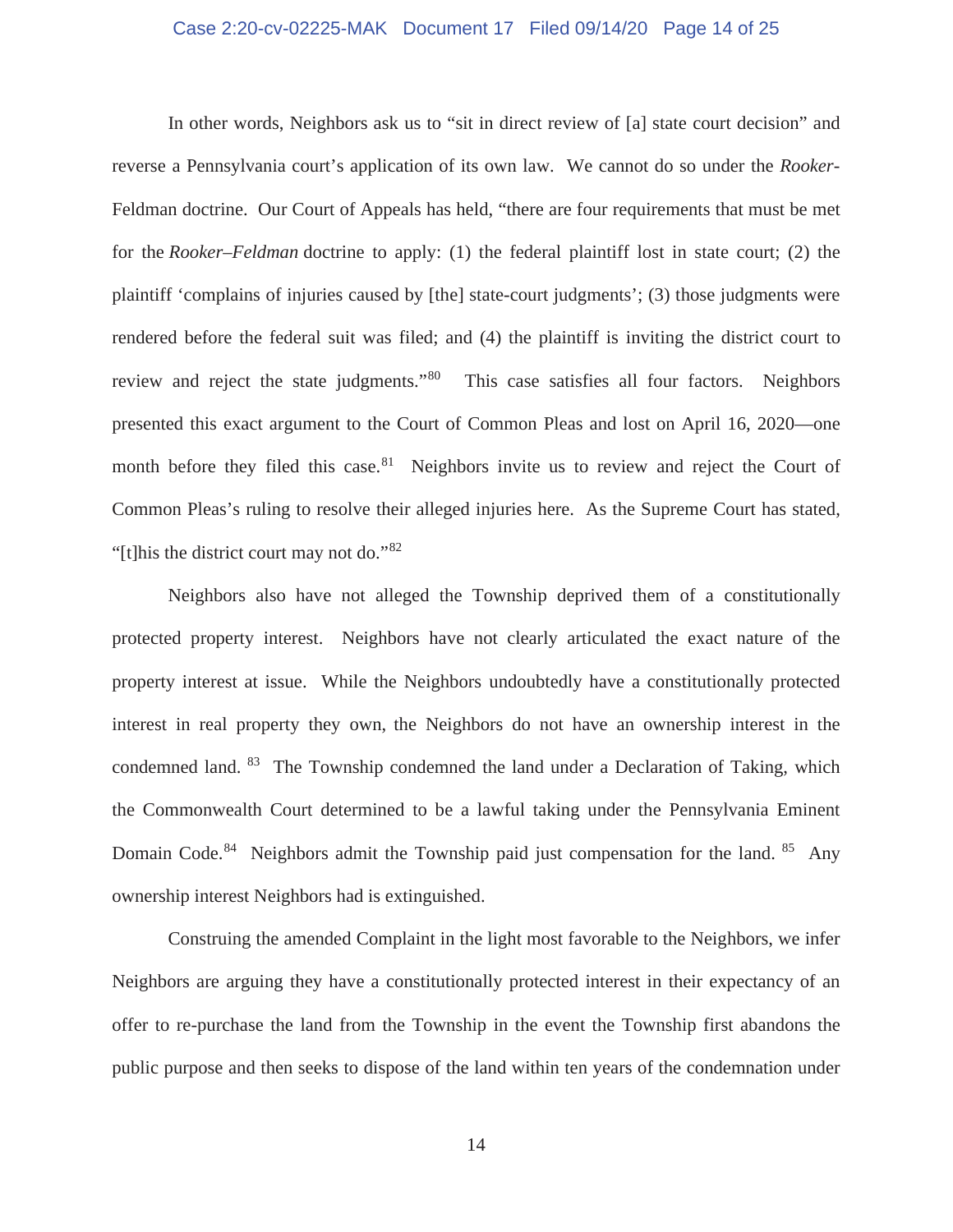In other words, Neighbors ask us to "sit in direct review of [a] state court decision" and reverse a Pennsylvania court's application of its own law. We cannot do so under the *Rooker*-Feldman doctrine. Our Court of Appeals has held, "there are four requirements that must be met for the *Rooker–Feldman* doctrine to apply: (1) the federal plaintiff lost in state court; (2) the plaintiff 'complains of injuries caused by [the] state-court judgments'; (3) those judgments were rendered before the federal suit was filed; and (4) the plaintiff is inviting the district court to review and reject the state judgments."[80] This case satisfies all four factors. Neighbors presented this exact argument to the Court of Common Pleas and lost on April 16, 2020—one month before they filed this case.[81] Neighbors invite us to review and reject the Court of Common Pleas's ruling to resolve their alleged injuries here. As the Supreme Court has stated, "[t]his the district court may not do."[82]

Neighbors also have not alleged the Township deprived them of a constitutionally protected property interest. Neighbors have not clearly articulated the exact nature of the property interest at issue. While the Neighbors undoubtedly have a constitutionally protected interest in real property they own, the Neighbors do not have an ownership interest in the condemned land.[83] The Township condemned the land under a Declaration of Taking, which the Commonwealth Court determined to be a lawful taking under the Pennsylvania Eminent Domain Code.[84] Neighbors admit the Township paid just compensation for the land.[85] Any ownership interest Neighbors had is extinguished.

Construing the amended Complaint in the light most favorable to the Neighbors, we infer Neighbors are arguing they have a constitutionally protected interest in their expectancy of an offer to re-purchase the land from the Township in the event the Township first abandons the public purpose and then seeks to dispose of the land within ten years of the condemnation under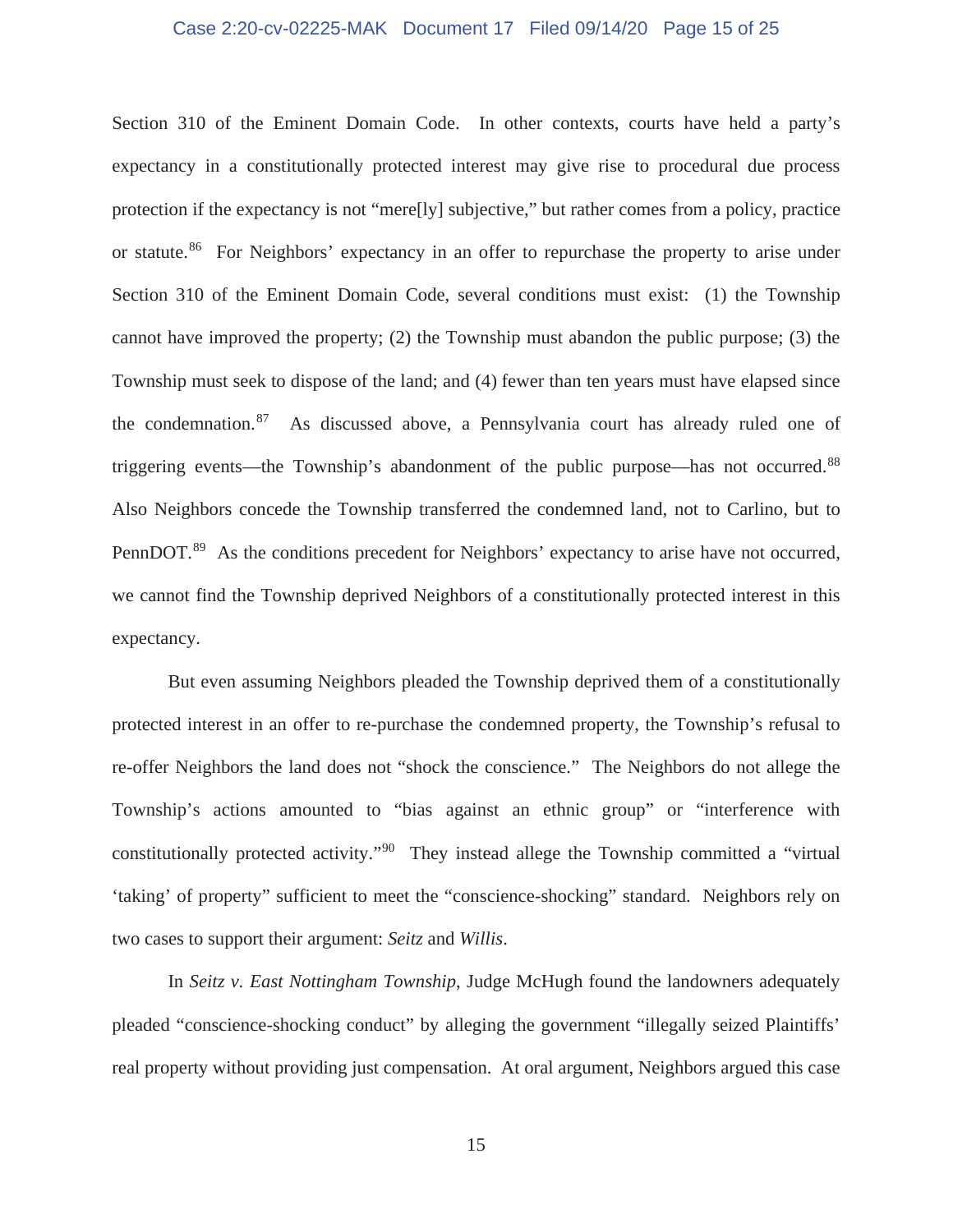Section 310 of the Eminent Domain Code. In other contexts, courts have held a party's expectancy in a constitutionally protected interest may give rise to procedural due process protection if the expectancy is not "mere[ly] subjective," but rather comes from a policy, practice or statute.[86] For Neighbors' expectancy in an offer to repurchase the property to arise under Section 310 of the Eminent Domain Code, several conditions must exist: (1) the Township cannot have improved the property; (2) the Township must abandon the public purpose; (3) the Township must seek to dispose of the land; and (4) fewer than ten years must have elapsed since the condemnation.[87] As discussed above, a Pennsylvania court has already ruled one of triggering events—the Township's abandonment of the public purpose—has not occurred.[88] Also Neighbors concede the Township transferred the condemned land, not to Carlino, but to PennDOT.[89] As the conditions precedent for Neighbors' expectancy to arise have not occurred, we cannot find the Township deprived Neighbors of a constitutionally protected interest in this expectancy.

But even assuming Neighbors pleaded the Township deprived them of a constitutionally protected interest in an offer to re-purchase the condemned property, the Township's refusal to re-offer Neighbors the land does not "shock the conscience." The Neighbors do not allege the Township's actions amounted to "bias against an ethnic group" or "interference with constitutionally protected activity."[90] They instead allege the Township committed a "virtual 'taking' of property" sufficient to meet the "conscience-shocking" standard. Neighbors rely on two cases to support their argument: *Seitz* and *Willis*.

In *Seitz v. East Nottingham Township*, Judge McHugh found the landowners adequately pleaded "conscience-shocking conduct" by alleging the government "illegally seized Plaintiffs' real property without providing just compensation. At oral argument, Neighbors argued this case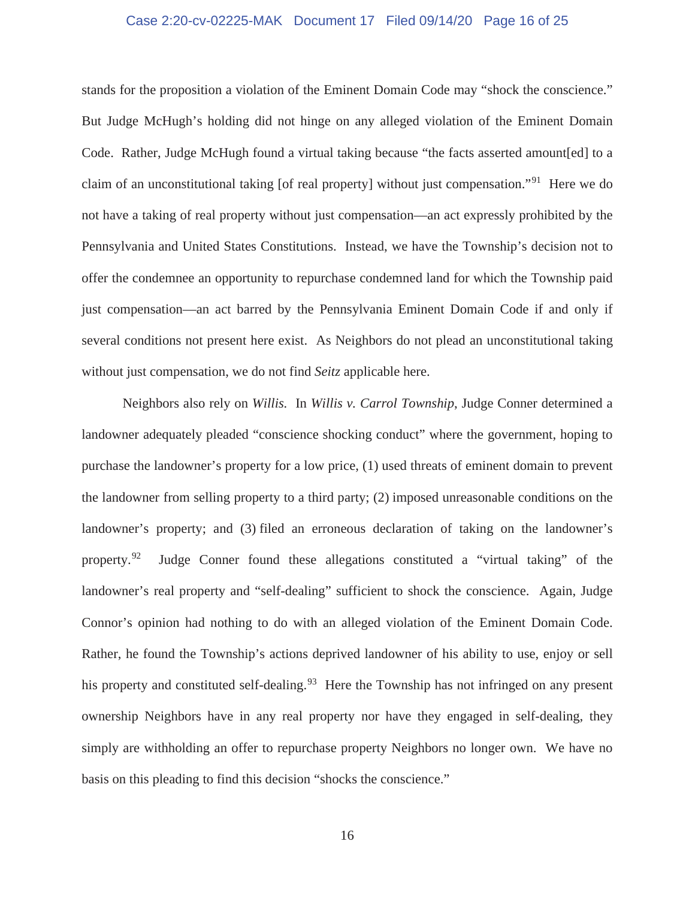stands for the proposition a violation of the Eminent Domain Code may "shock the conscience." But Judge McHugh's holding did not hinge on any alleged violation of the Eminent Domain Code. Rather, Judge McHugh found a virtual taking because "the facts asserted amount[ed] to a claim of an unconstitutional taking [of real property] without just compensation."[91] Here we do not have a taking of real property without just compensation—an act expressly prohibited by the Pennsylvania and United States Constitutions. Instead, we have the Township's decision not to offer the condemnee an opportunity to repurchase condemned land for which the Township paid just compensation—an act barred by the Pennsylvania Eminent Domain Code if and only if several conditions not present here exist. As Neighbors do not plead an unconstitutional taking without just compensation, we do not find *Seitz* applicable here.

Neighbors also rely on *Willis.* In *Willis v. Carrol Township*, Judge Conner determined a landowner adequately pleaded "conscience shocking conduct" where the government, hoping to purchase the landowner's property for a low price, (1) used threats of eminent domain to prevent the landowner from selling property to a third party; (2) imposed unreasonable conditions on the landowner's property; and (3) filed an erroneous declaration of taking on the landowner's property.[92] Judge Conner found these allegations constituted a "virtual taking" of the landowner's real property and "self-dealing" sufficient to shock the conscience. Again, Judge Connor's opinion had nothing to do with an alleged violation of the Eminent Domain Code. Rather, he found the Township's actions deprived landowner of his ability to use, enjoy or sell his property and constituted self-dealing.[93] Here the Township has not infringed on any present ownership Neighbors have in any real property nor have they engaged in self-dealing, they simply are withholding an offer to repurchase property Neighbors no longer own. We have no basis on this pleading to find this decision "shocks the conscience."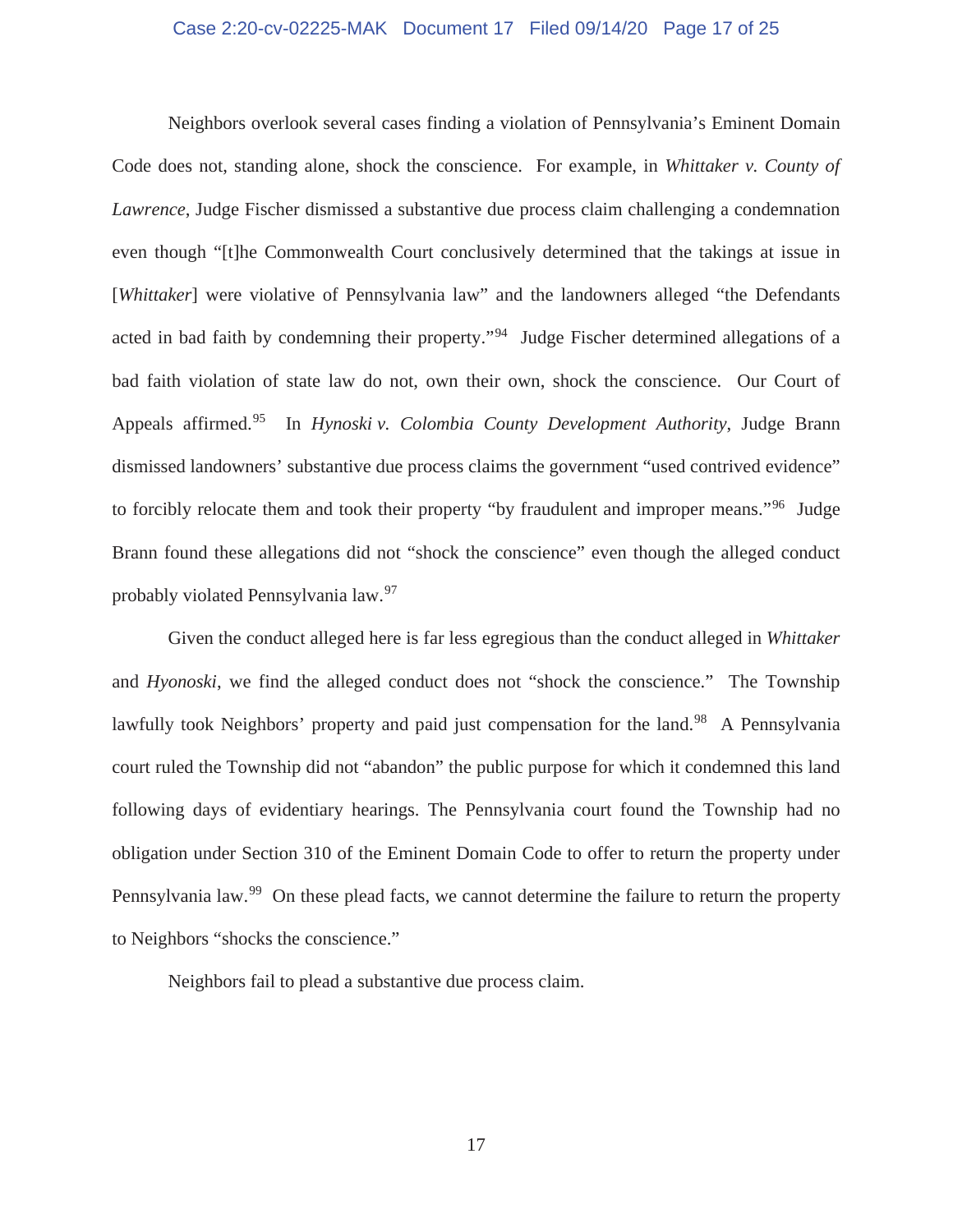Neighbors overlook several cases finding a violation of Pennsylvania's Eminent Domain Code does not, standing alone, shock the conscience. For example, in *Whittaker v. County of Lawrence*, Judge Fischer dismissed a substantive due process claim challenging a condemnation even though "[t]he Commonwealth Court conclusively determined that the takings at issue in [*Whittaker*] were violative of Pennsylvania law" and the landowners alleged "the Defendants acted in bad faith by condemning their property."[94] Judge Fischer determined allegations of a bad faith violation of state law do not, own their own, shock the conscience. Our Court of Appeals affirmed.[95] In *Hynoski v. Colombia County Development Authority*, Judge Brann dismissed landowners' substantive due process claims the government "used contrived evidence" to forcibly relocate them and took their property "by fraudulent and improper means."[96] Judge Brann found these allegations did not "shock the conscience" even though the alleged conduct probably violated Pennsylvania law.[97]

Given the conduct alleged here is far less egregious than the conduct alleged in *Whittaker* and *Hyonoski*, we find the alleged conduct does not "shock the conscience." The Township lawfully took Neighbors' property and paid just compensation for the land.[98] A Pennsylvania court ruled the Township did not "abandon" the public purpose for which it condemned this land following days of evidentiary hearings. The Pennsylvania court found the Township had no obligation under Section 310 of the Eminent Domain Code to offer to return the property under Pennsylvania law.[99] On these plead facts, we cannot determine the failure to return the property to Neighbors "shocks the conscience."

Neighbors fail to plead a substantive due process claim.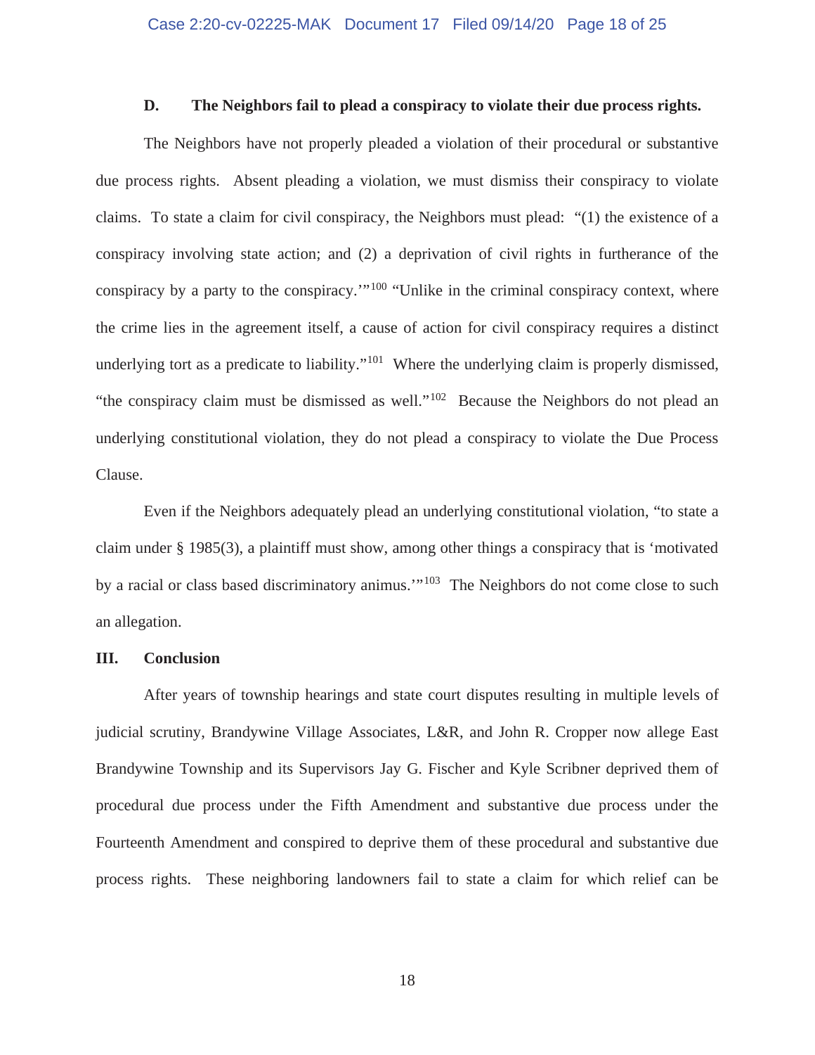### D. The Neighbors fail to plead a conspiracy to violate their due process rights.

The Neighbors have not properly pleaded a violation of their procedural or substantive due process rights. Absent pleading a violation, we must dismiss their conspiracy to violate claims. To state a claim for civil conspiracy, the Neighbors must plead: "(1) the existence of a conspiracy involving state action; and (2) a deprivation of civil rights in furtherance of the conspiracy by a party to the conspiracy.'"[100] "Unlike in the criminal conspiracy context, where the crime lies in the agreement itself, a cause of action for civil conspiracy requires a distinct underlying tort as a predicate to liability."[101] Where the underlying claim is properly dismissed, "the conspiracy claim must be dismissed as well."[102] Because the Neighbors do not plead an underlying constitutional violation, they do not plead a conspiracy to violate the Due Process Clause.

Even if the Neighbors adequately plead an underlying constitutional violation, "to state a claim under § 1985(3), a plaintiff must show, among other things a conspiracy that is 'motivated by a racial or class based discriminatory animus.'"[103] The Neighbors do not come close to such an allegation.

## III. Conclusion

After years of township hearings and state court disputes resulting in multiple levels of judicial scrutiny, Brandywine Village Associates, L&R, and John R. Cropper now allege East Brandywine Township and its Supervisors Jay G. Fischer and Kyle Scribner deprived them of procedural due process under the Fifth Amendment and substantive due process under the Fourteenth Amendment and conspired to deprive them of these procedural and substantive due process rights. These neighboring landowners fail to state a claim for which relief can be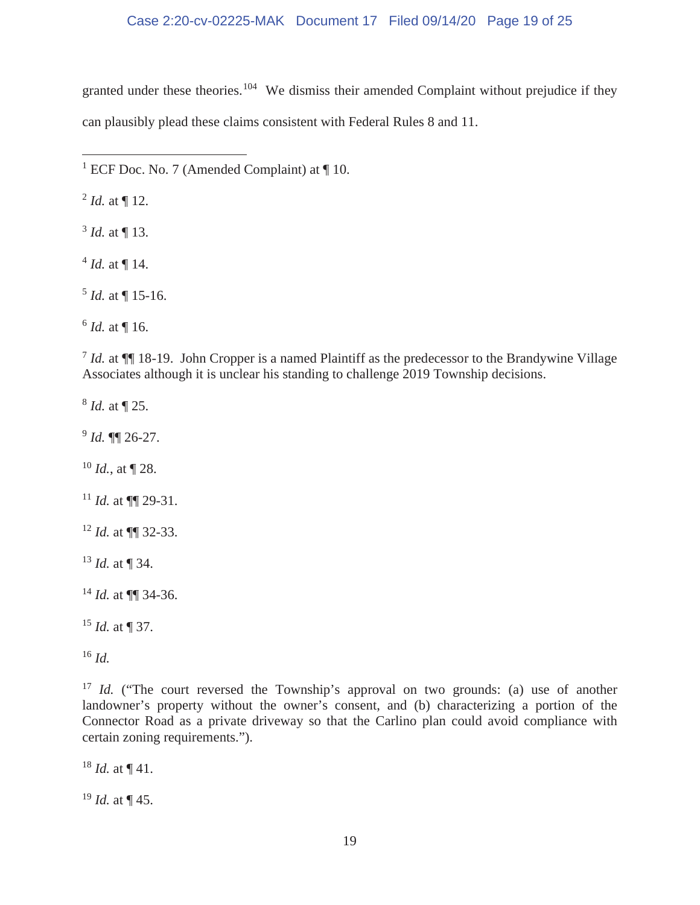granted under these theories.[104] We dismiss their amended Complaint without prejudice if they can plausibly plead these claims consistent with Federal Rules 8 and 11.

---

[1] ECF Doc. No. 7 (Amended Complaint) at ¶ 10.

[2] *Id.* at ¶ 12.

[3] *Id.* at ¶ 13.

[4] *Id.* at ¶ 14.

[5] *Id.* at ¶ 15-16.

[6] *Id.* at ¶ 16.

[7] *Id.* at ¶¶ 18-19. John Cropper is a named Plaintiff as the predecessor to the Brandywine Village Associates although it is unclear his standing to challenge 2019 Township decisions.

[8] *Id.* at ¶ 25.

[9] *Id.* ¶¶ 26-27.

[10] *Id.*, at ¶ 28.

[11] *Id.* at ¶¶ 29-31.

[12] *Id.* at ¶¶ 32-33.

[13] *Id.* at ¶ 34.

[14] *Id.* at ¶¶ 34-36.

[15] *Id.* at ¶ 37.

[16] *Id.*

[17] *Id.* ("The court reversed the Township's approval on two grounds: (a) use of another landowner's property without the owner's consent, and (b) characterizing a portion of the Connector Road as a private driveway so that the Carlino plan could avoid compliance with certain zoning requirements.").

[18] *Id.* at ¶ 41.

[19] *Id.* at ¶ 45.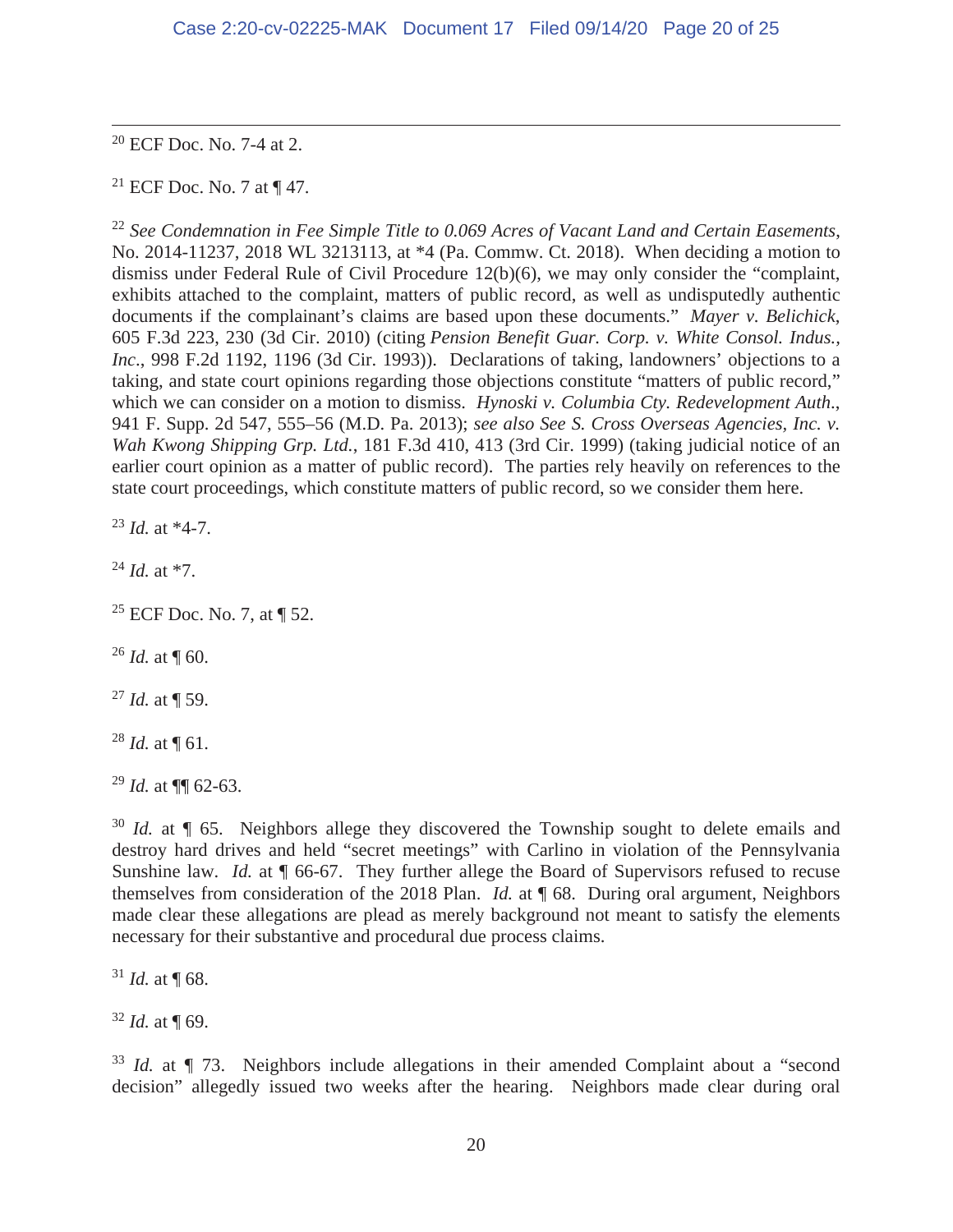[20] ECF Doc. No. 7-4 at 2.

[21] ECF Doc. No. 7 at ¶ 47.

[22] *See Condemnation in Fee Simple Title to 0.069 Acres of Vacant Land and Certain Easements*, No. 2014-11237, 2018 WL 3213113, at *4 (Pa. Commw. Ct. 2018). When deciding a motion to dismiss under Federal Rule of Civil Procedure 12(b)(6), we may only consider the "complaint, exhibits attached to the complaint, matters of public record, as well as undisputedly authentic documents if the complainant's claims are based upon these documents." *Mayer v. Belichick*, 605 F.3d 223, 230 (3d Cir. 2010) (citing *Pension Benefit Guar. Corp. v. White Consol. Indus., Inc.*, 998 F.2d 1192, 1196 (3d Cir. 1993)). Declarations of taking, landowners' objections to a taking, and state court opinions regarding those objections constitute "matters of public record," which we can consider on a motion to dismiss. *Hynoski v. Columbia Cty. Redevelopment Auth.*, 941 F. Supp. 2d 547, 555–56 (M.D. Pa. 2013); *see also See S. Cross Overseas Agencies, Inc. v. Wah Kwong Shipping Grp. Ltd.*, 181 F.3d 410, 413 (3rd Cir. 1999) (taking judicial notice of an earlier court opinion as a matter of public record). The parties rely heavily on references to the state court proceedings, which constitute matters of public record, so we consider them here.

[23] *Id.* at *4-7.

[24] *Id.* at *7.

[25] ECF Doc. No. 7, at ¶ 52.

[26] *Id.* at ¶ 60.

[27] *Id.* at ¶ 59.

[28] *Id.* at ¶ 61.

[29] *Id.* at ¶¶ 62-63.

[30] *Id.* at ¶ 65. Neighbors allege they discovered the Township sought to delete emails and destroy hard drives and held "secret meetings" with Carlino in violation of the Pennsylvania Sunshine law. *Id.* at ¶ 66-67. They further allege the Board of Supervisors refused to recuse themselves from consideration of the 2018 Plan. *Id.* at ¶ 68. During oral argument, Neighbors made clear these allegations are plead as merely background not meant to satisfy the elements necessary for their substantive and procedural due process claims.

[31] *Id.* at ¶ 68.

[32] *Id.* at ¶ 69.

[33] *Id.* at ¶ 73. Neighbors include allegations in their amended Complaint about a "second decision" allegedly issued two weeks after the hearing. Neighbors made clear during oral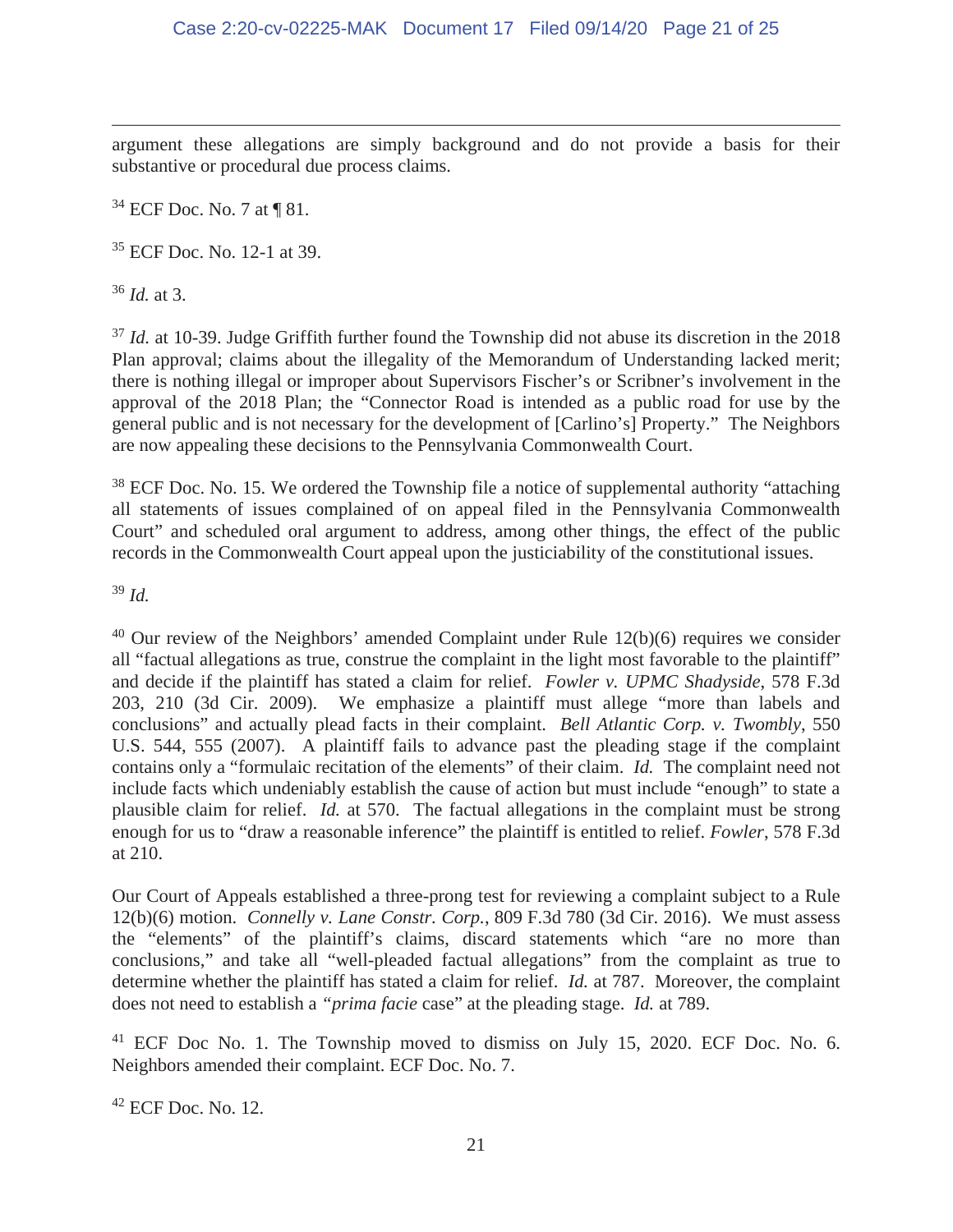argument these allegations are simply background and do not provide a basis for their substantive or procedural due process claims.

[34] ECF Doc. No. 7 at ¶ 81.

[35] ECF Doc. No. 12-1 at 39.

[36] *Id.* at 3.

[37] *Id.* at 10-39. Judge Griffith further found the Township did not abuse its discretion in the 2018 Plan approval; claims about the illegality of the Memorandum of Understanding lacked merit; there is nothing illegal or improper about Supervisors Fischer's or Scribner's involvement in the approval of the 2018 Plan; the "Connector Road is intended as a public road for use by the general public and is not necessary for the development of [Carlino's] Property." The Neighbors are now appealing these decisions to the Pennsylvania Commonwealth Court.

[38] ECF Doc. No. 15. We ordered the Township file a notice of supplemental authority "attaching all statements of issues complained of on appeal filed in the Pennsylvania Commonwealth Court" and scheduled oral argument to address, among other things, the effect of the public records in the Commonwealth Court appeal upon the justiciability of the constitutional issues.

[39] *Id.*

[40] Our review of the Neighbors' amended Complaint under Rule 12(b)(6) requires we consider all "factual allegations as true, construe the complaint in the light most favorable to the plaintiff" and decide if the plaintiff has stated a claim for relief. *Fowler v. UPMC Shadyside*, 578 F.3d 203, 210 (3d Cir. 2009). We emphasize a plaintiff must allege "more than labels and conclusions" and actually plead facts in their complaint. *Bell Atlantic Corp. v. Twombly*, 550 U.S. 544, 555 (2007). A plaintiff fails to advance past the pleading stage if the complaint contains only a "formulaic recitation of the elements" of their claim. *Id.* The complaint need not include facts which undeniably establish the cause of action but must include "enough" to state a plausible claim for relief. *Id.* at 570. The factual allegations in the complaint must be strong enough for us to "draw a reasonable inference" the plaintiff is entitled to relief. *Fowler*, 578 F.3d at 210.

Our Court of Appeals established a three-prong test for reviewing a complaint subject to a Rule 12(b)(6) motion. *Connelly v. Lane Constr. Corp.*, 809 F.3d 780 (3d Cir. 2016). We must assess the "elements" of the plaintiff's claims, discard statements which "are no more than conclusions," and take all "well-pleaded factual allegations" from the complaint as true to determine whether the plaintiff has stated a claim for relief. *Id.* at 787. Moreover, the complaint does not need to establish a "*prima facie* case" at the pleading stage. *Id.* at 789.

[41] ECF Doc No. 1. The Township moved to dismiss on July 15, 2020. ECF Doc. No. 6. Neighbors amended their complaint. ECF Doc. No. 7.

[42] ECF Doc. No. 12.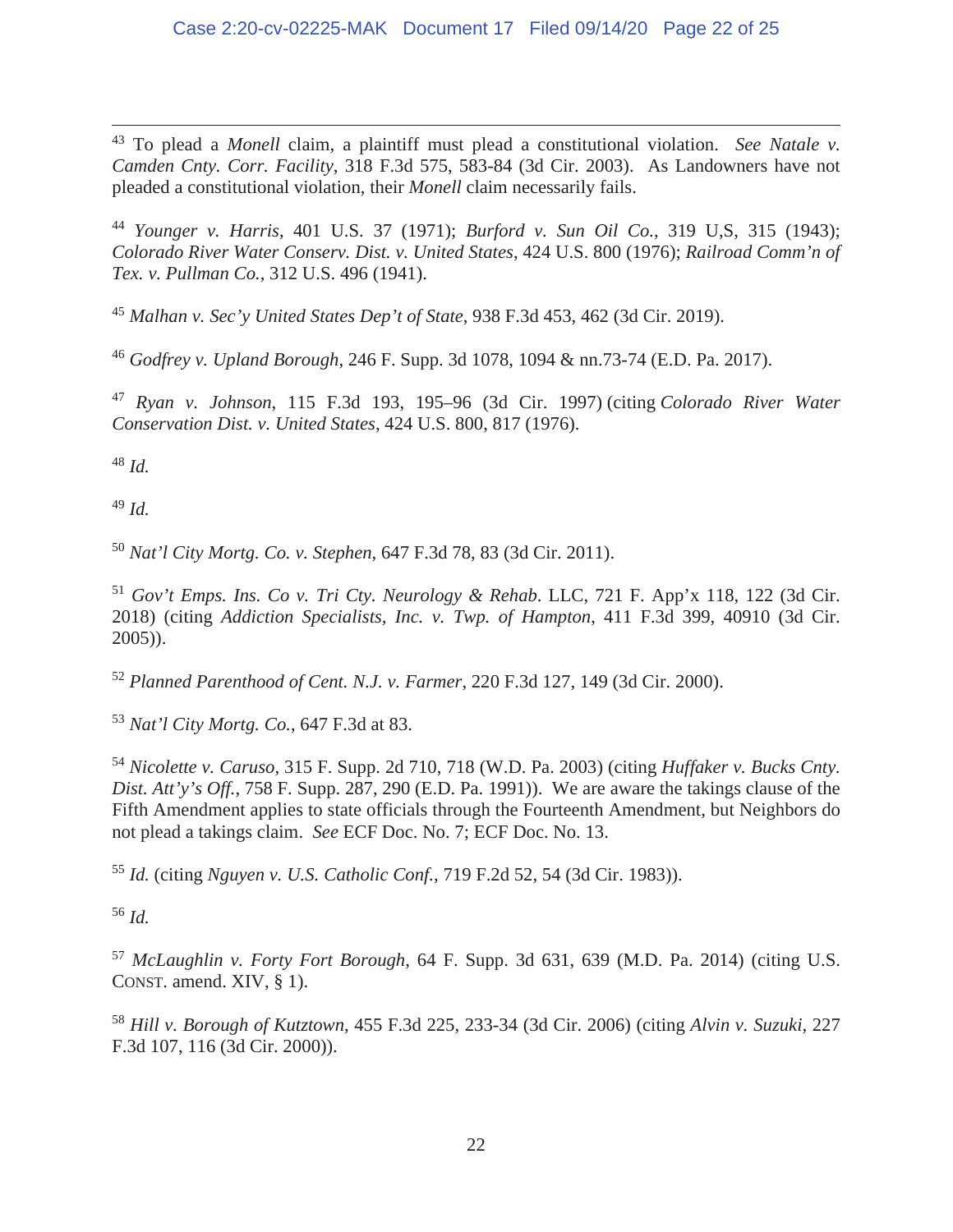[43] To plead a *Monell* claim, a plaintiff must plead a constitutional violation. *See Natale v. Camden Cnty. Corr. Facility*, 318 F.3d 575, 583-84 (3d Cir. 2003). As Landowners have not pleaded a constitutional violation, their *Monell* claim necessarily fails.

[44] *Younger v. Harris*, 401 U.S. 37 (1971); *Burford v. Sun Oil Co.*, 319 U,S, 315 (1943); *Colorado River Water Conserv. Dist. v. United States*, 424 U.S. 800 (1976); *Railroad Comm'n of Tex. v. Pullman Co.*, 312 U.S. 496 (1941).

[45] *Malhan v. Sec'y United States Dep't of State*, 938 F.3d 453, 462 (3d Cir. 2019).

[46] *Godfrey v. Upland Borough*, 246 F. Supp. 3d 1078, 1094 & nn.73-74 (E.D. Pa. 2017).

[47] *Ryan v. Johnson*, 115 F.3d 193, 195–96 (3d Cir. 1997) (citing *Colorado River Water Conservation Dist. v. United States*, 424 U.S. 800, 817 (1976).

[48] *Id.*

[49] *Id.*

[50] *Nat'l City Mortg. Co. v. Stephen*, 647 F.3d 78, 83 (3d Cir. 2011).

[51] *Gov't Emps. Ins. Co v. Tri Cty. Neurology & Rehab*. LLC, 721 F. App'x 118, 122 (3d Cir. 2018) (citing *Addiction Specialists, Inc. v. Twp. of Hampton*, 411 F.3d 399, 40910 (3d Cir. 2005)).

[52] *Planned Parenthood of Cent. N.J. v. Farmer*, 220 F.3d 127, 149 (3d Cir. 2000).

[53] *Nat'l City Mortg. Co.*, 647 F.3d at 83.

[54] *Nicolette v. Caruso*, 315 F. Supp. 2d 710, 718 (W.D. Pa. 2003) (citing *Huffaker v. Bucks Cnty. Dist. Att'y's Off.*, 758 F. Supp. 287, 290 (E.D. Pa. 1991)). We are aware the takings clause of the Fifth Amendment applies to state officials through the Fourteenth Amendment, but Neighbors do not plead a takings claim. *See* ECF Doc. No. 7; ECF Doc. No. 13.

[55] *Id.* (citing *Nguyen v. U.S. Catholic Conf.*, 719 F.2d 52, 54 (3d Cir. 1983)).

[56] *Id.*

[57] *McLaughlin v. Forty Fort Borough*, 64 F. Supp. 3d 631, 639 (M.D. Pa. 2014) (citing U.S. CONST. amend. XIV, § 1).

[58] *Hill v. Borough of Kutztown*, 455 F.3d 225, 233-34 (3d Cir. 2006) (citing *Alvin v. Suzuki*, 227 F.3d 107, 116 (3d Cir. 2000)).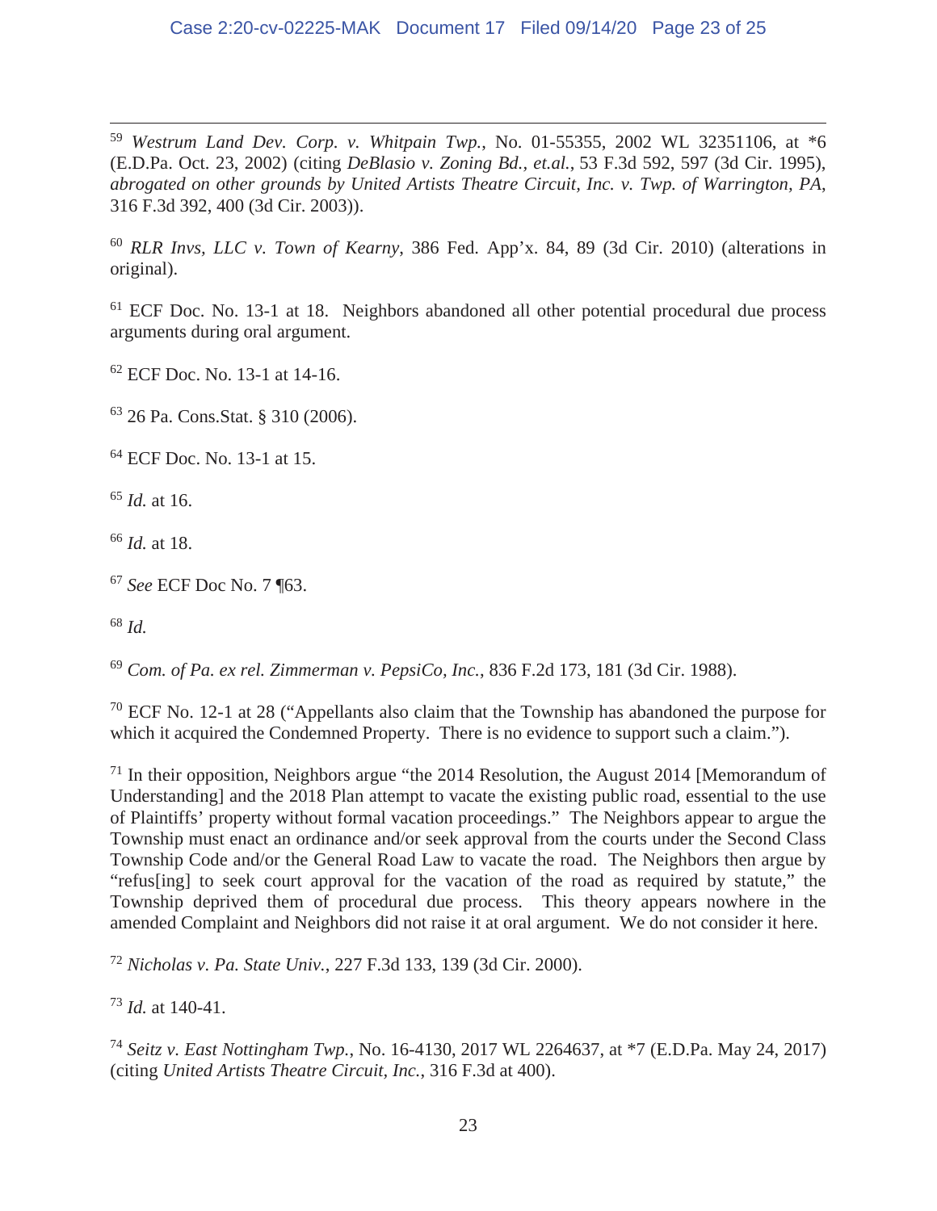[59] *Westrum Land Dev. Corp. v. Whitpain Twp.*, No. 01-55355, 2002 WL 32351106, at *6 (E.D.Pa. Oct. 23, 2002) (citing *DeBlasio v. Zoning Bd., et.al.*, 53 F.3d 592, 597 (3d Cir. 1995), *abrogated on other grounds by United Artists Theatre Circuit, Inc. v. Twp. of Warrington, PA*, 316 F.3d 392, 400 (3d Cir. 2003)).

[60] *RLR Invs, LLC v. Town of Kearny*, 386 Fed. App'x. 84, 89 (3d Cir. 2010) (alterations in original).

[61] ECF Doc. No. 13-1 at 18. Neighbors abandoned all other potential procedural due process arguments during oral argument.

[62] ECF Doc. No. 13-1 at 14-16.

[63] 26 Pa. Cons.Stat. § 310 (2006).

[64] ECF Doc. No. 13-1 at 15.

[65] *Id.* at 16.

[66] *Id.* at 18.

[67] *See* ECF Doc No. 7 ¶63.

[68] *Id.*

[69] *Com. of Pa. ex rel. Zimmerman v. PepsiCo, Inc.*, 836 F.2d 173, 181 (3d Cir. 1988).

[70] ECF No. 12-1 at 28 ("Appellants also claim that the Township has abandoned the purpose for which it acquired the Condemned Property. There is no evidence to support such a claim.").

[71] In their opposition, Neighbors argue "the 2014 Resolution, the August 2014 [Memorandum of Understanding] and the 2018 Plan attempt to vacate the existing public road, essential to the use of Plaintiffs' property without formal vacation proceedings." The Neighbors appear to argue the Township must enact an ordinance and/or seek approval from the courts under the Second Class Township Code and/or the General Road Law to vacate the road. The Neighbors then argue by "refus[ing] to seek court approval for the vacation of the road as required by statute," the Township deprived them of procedural due process. This theory appears nowhere in the amended Complaint and Neighbors did not raise it at oral argument. We do not consider it here.

[72] *Nicholas v. Pa. State Univ.*, 227 F.3d 133, 139 (3d Cir. 2000).

[73] *Id.* at 140-41.

[74] *Seitz v. East Nottingham Twp.*, No. 16-4130, 2017 WL 2264637, at *7 (E.D.Pa. May 24, 2017) (citing *United Artists Theatre Circuit, Inc.*, 316 F.3d at 400).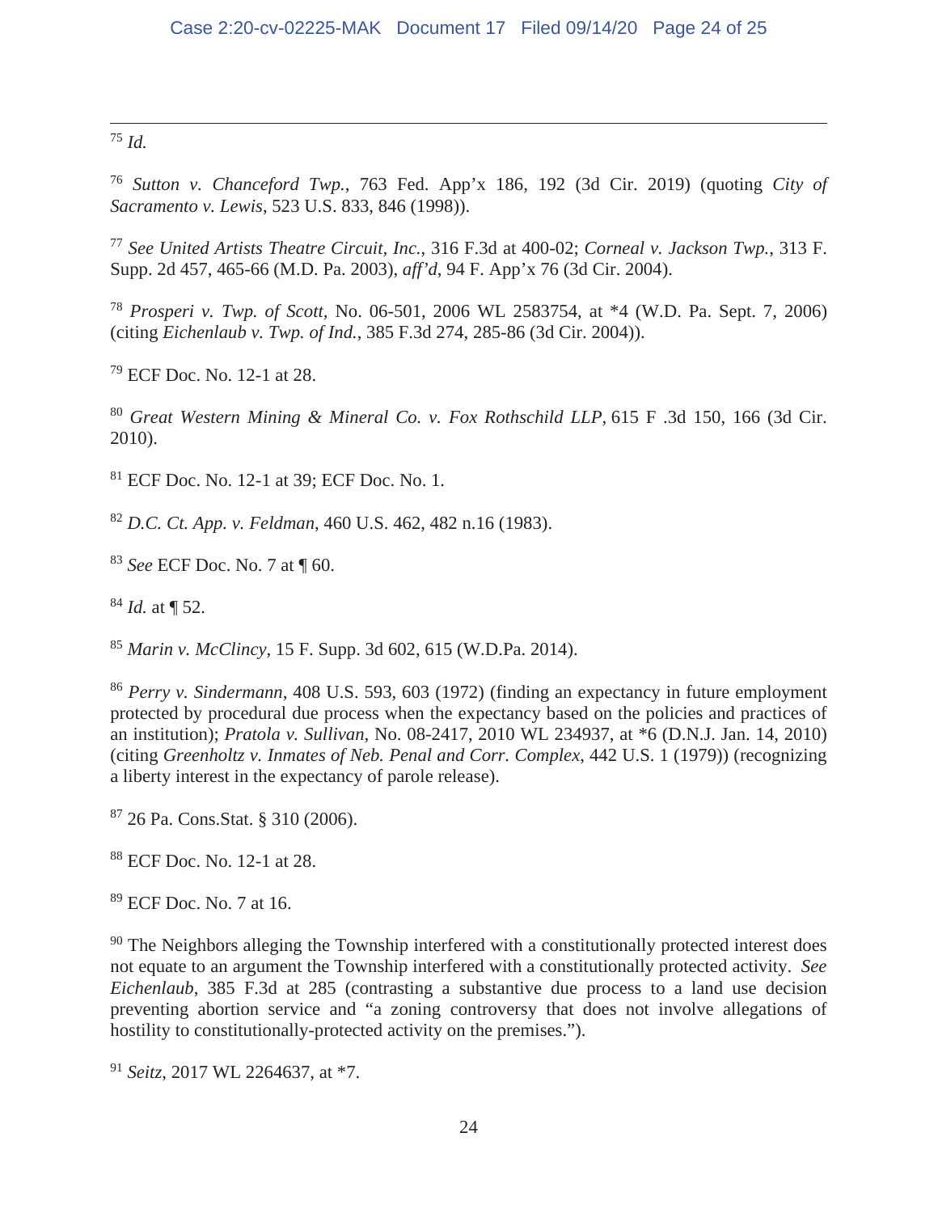[75] *Id.*

[76] *Sutton v. Chanceford Twp.*, 763 Fed. App'x 186, 192 (3d Cir. 2019) (quoting *City of Sacramento v. Lewis*, 523 U.S. 833, 846 (1998)).

[77] *See United Artists Theatre Circuit, Inc.*, 316 F.3d at 400-02; *Corneal v. Jackson Twp.*, 313 F. Supp. 2d 457, 465-66 (M.D. Pa. 2003), *aff'd*, 94 F. App'x 76 (3d Cir. 2004).

[78] *Prosperi v. Twp. of Scott*, No. 06-501, 2006 WL 2583754, at *4 (W.D. Pa. Sept. 7, 2006) (citing *Eichenlaub v. Twp. of Ind.*, 385 F.3d 274, 285-86 (3d Cir. 2004)).

[79] ECF Doc. No. 12-1 at 28.

[80] *Great Western Mining & Mineral Co. v. Fox Rothschild LLP*, 615 F .3d 150, 166 (3d Cir. 2010).

[81] ECF Doc. No. 12-1 at 39; ECF Doc. No. 1.

[82] *D.C. Ct. App. v. Feldman*, 460 U.S. 462, 482 n.16 (1983).

[83] *See* ECF Doc. No. 7 at ¶ 60.

[84] *Id.* at ¶ 52.

[85] *Marin v. McClincy*, 15 F. Supp. 3d 602, 615 (W.D.Pa. 2014).

[86] *Perry v. Sindermann*, 408 U.S. 593, 603 (1972) (finding an expectancy in future employment protected by procedural due process when the expectancy based on the policies and practices of an institution); *Pratola v. Sullivan*, No. 08-2417, 2010 WL 234937, at *6 (D.N.J. Jan. 14, 2010) (citing *Greenholtz v. Inmates of Neb. Penal and Corr. Complex*, 442 U.S. 1 (1979)) (recognizing a liberty interest in the expectancy of parole release).

[87] 26 Pa. Cons.Stat. § 310 (2006).

[88] ECF Doc. No. 12-1 at 28.

[89] ECF Doc. No. 7 at 16.

[90] The Neighbors alleging the Township interfered with a constitutionally protected interest does not equate to an argument the Township interfered with a constitutionally protected activity. *See Eichenlaub*, 385 F.3d at 285 (contrasting a substantive due process to a land use decision preventing abortion service and "a zoning controversy that does not involve allegations of hostility to constitutionally-protected activity on the premises.").

[91] *Seitz*, 2017 WL 2264637, at *7.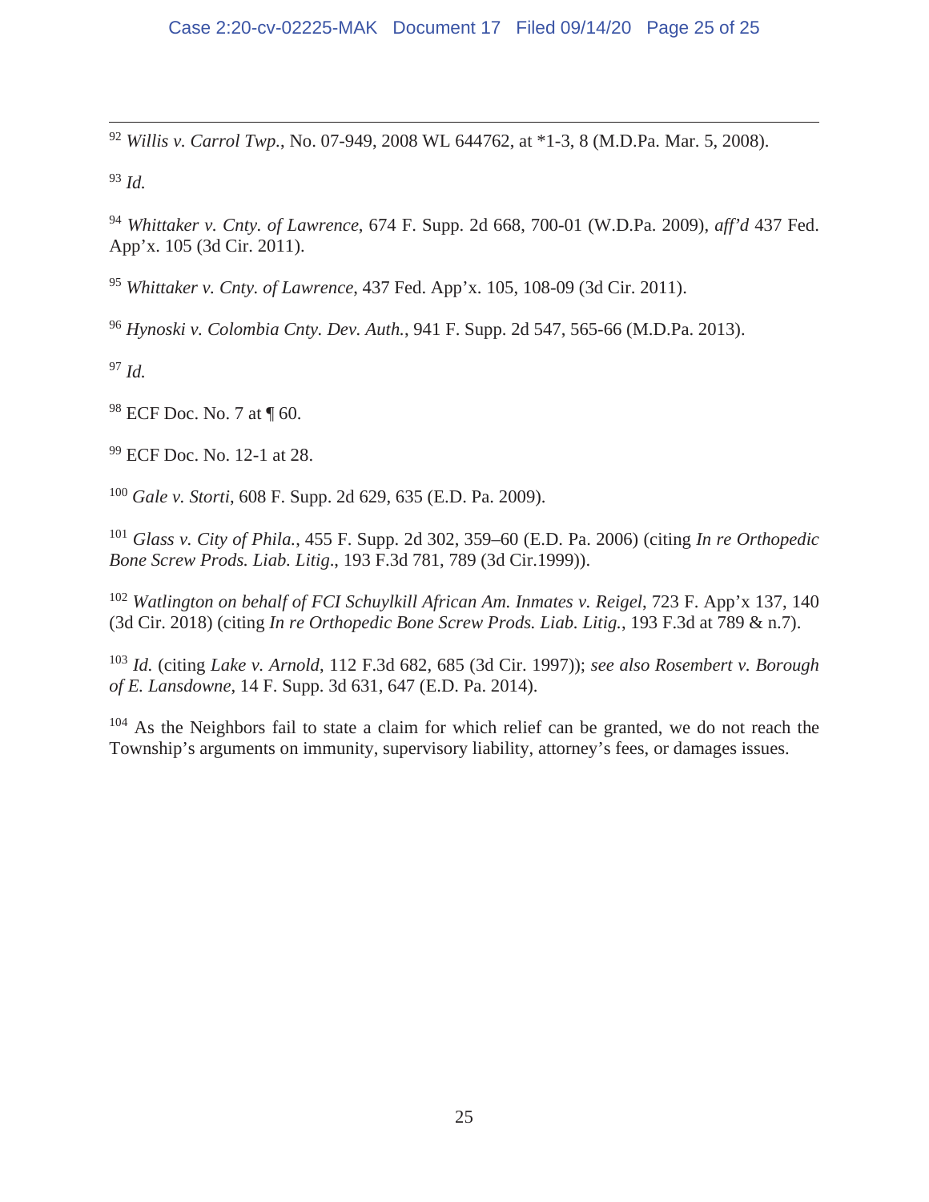[92] *Willis v. Carrol Twp.*, No. 07-949, 2008 WL 644762, at *1-3, 8 (M.D.Pa. Mar. 5, 2008).

[93] *Id.*

[94] *Whittaker v. Cnty. of Lawrence*, 674 F. Supp. 2d 668, 700-01 (W.D.Pa. 2009), *aff'd* 437 Fed. App'x. 105 (3d Cir. 2011).

[95] *Whittaker v. Cnty. of Lawrence*, 437 Fed. App'x. 105, 108-09 (3d Cir. 2011).

[96] *Hynoski v. Colombia Cnty. Dev. Auth.*, 941 F. Supp. 2d 547, 565-66 (M.D.Pa. 2013).

[97] *Id.*

[98] ECF Doc. No. 7 at ¶ 60.

[99] ECF Doc. No. 12-1 at 28.

[100] *Gale v. Storti*, 608 F. Supp. 2d 629, 635 (E.D. Pa. 2009).

[101] *Glass v. City of Phila.*, 455 F. Supp. 2d 302, 359–60 (E.D. Pa. 2006) (citing *In re Orthopedic Bone Screw Prods. Liab. Litig*., 193 F.3d 781, 789 (3d Cir.1999)).

[102] *Watlington on behalf of FCI Schuylkill African Am. Inmates v. Reigel*, 723 F. App'x 137, 140 (3d Cir. 2018) (citing *In re Orthopedic Bone Screw Prods. Liab. Litig.*, 193 F.3d at 789 & n.7).

[103] *Id.* (citing *Lake v. Arnold*, 112 F.3d 682, 685 (3d Cir. 1997)); *see also Rosembert v. Borough of E. Lansdowne*, 14 F. Supp. 3d 631, 647 (E.D. Pa. 2014).

[104] As the Neighbors fail to state a claim for which relief can be granted, we do not reach the Township's arguments on immunity, supervisory liability, attorney's fees, or damages issues.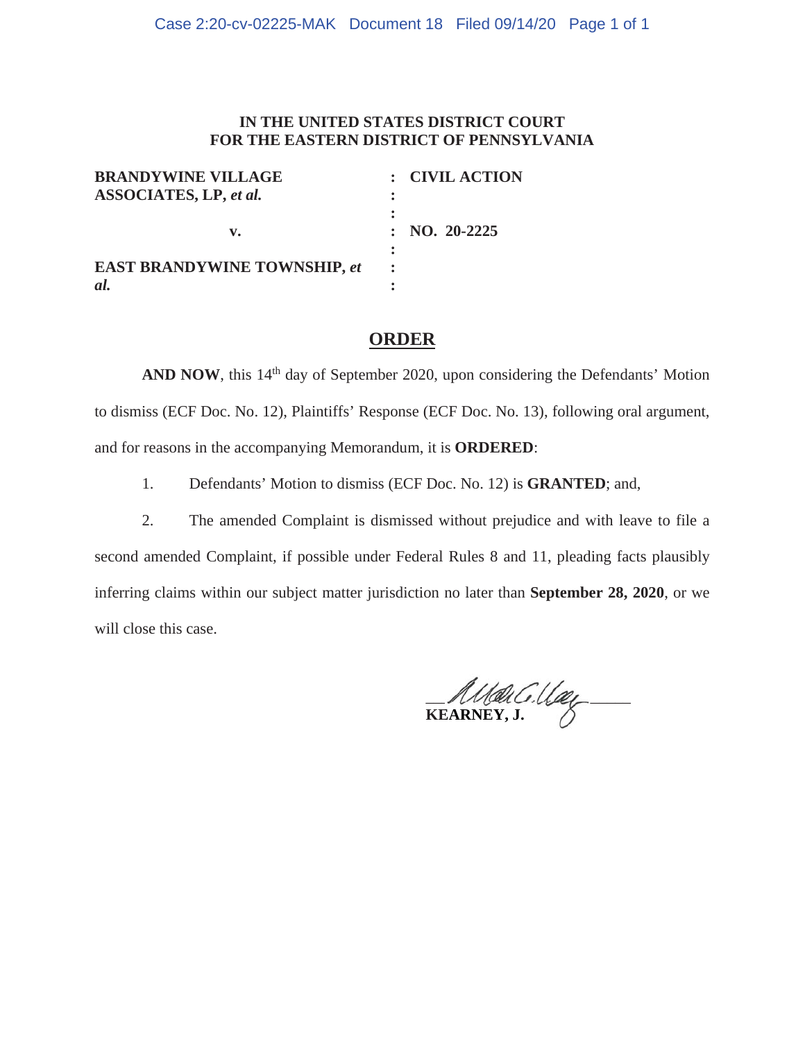**IN THE UNITED STATES DISTRICT COURT**
**FOR THE EASTERN DISTRICT OF PENNSYLVANIA**

| | | |
|---|---|---|
| **BRANDYWINE VILLAGE ASSOCIATES, LP, *et al.*** | : | **CIVIL ACTION** |
| | : | |
| **v.** | : | **NO. 20-2225** |
| | : | |
| **EAST BRANDYWINE TOWNSHIP, *et al.*** | : | |

# ORDER

**AND NOW**, this 14th day of September 2020, upon considering the Defendants' Motion to dismiss (ECF Doc. No. 12), Plaintiffs' Response (ECF Doc. No. 13), following oral argument, and for reasons in the accompanying Memorandum, it is **ORDERED**:

1. Defendants' Motion to dismiss (ECF Doc. No. 12) is **GRANTED**; and,

2. The amended Complaint is dismissed without prejudice and with leave to file a second amended Complaint, if possible under Federal Rules 8 and 11, pleading facts plausibly inferring claims within our subject matter jurisdiction no later than **September 28, 2020**, or we will close this case.

**KEARNEY, J.**